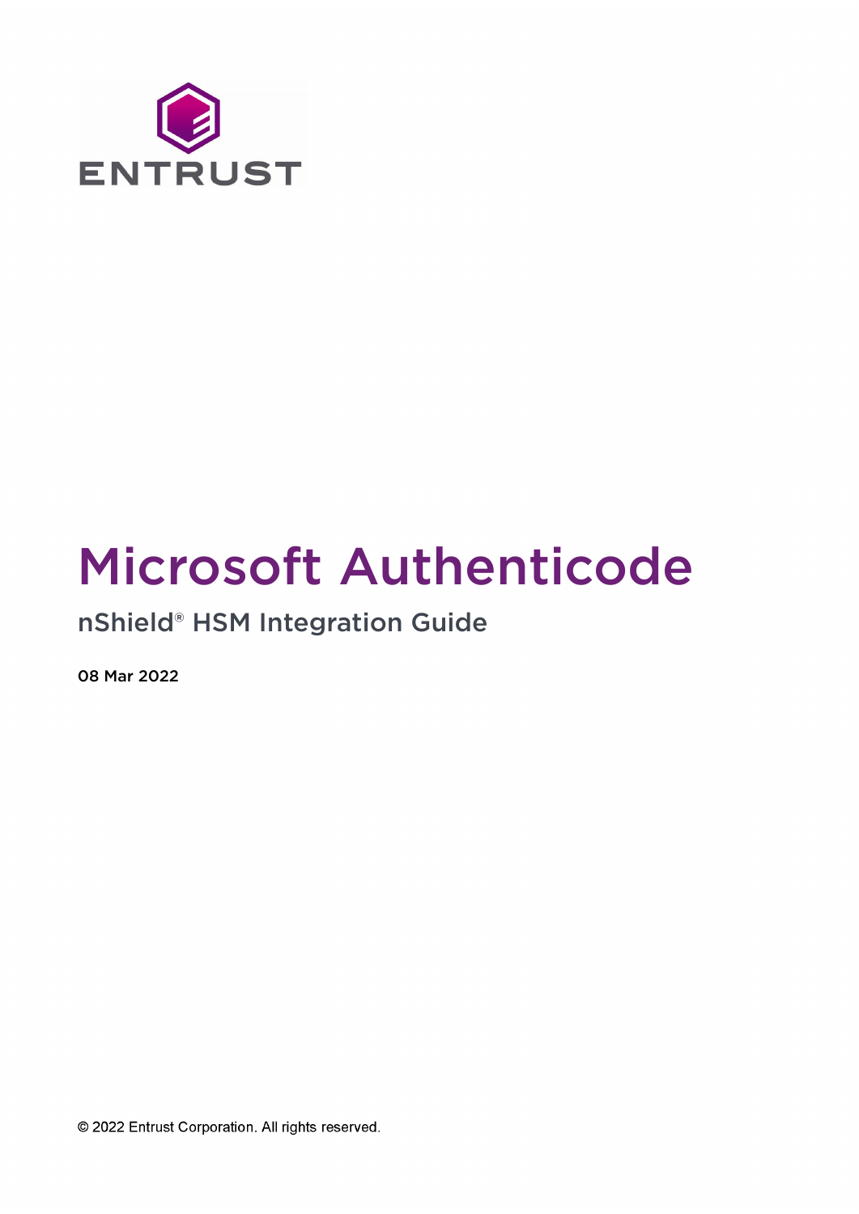ENTRUST

# Microsoft Authenticode

## nShield® HSM Integration Guide

08 Mar 2022

© 2022 Entrust Corporation. All rights reserved.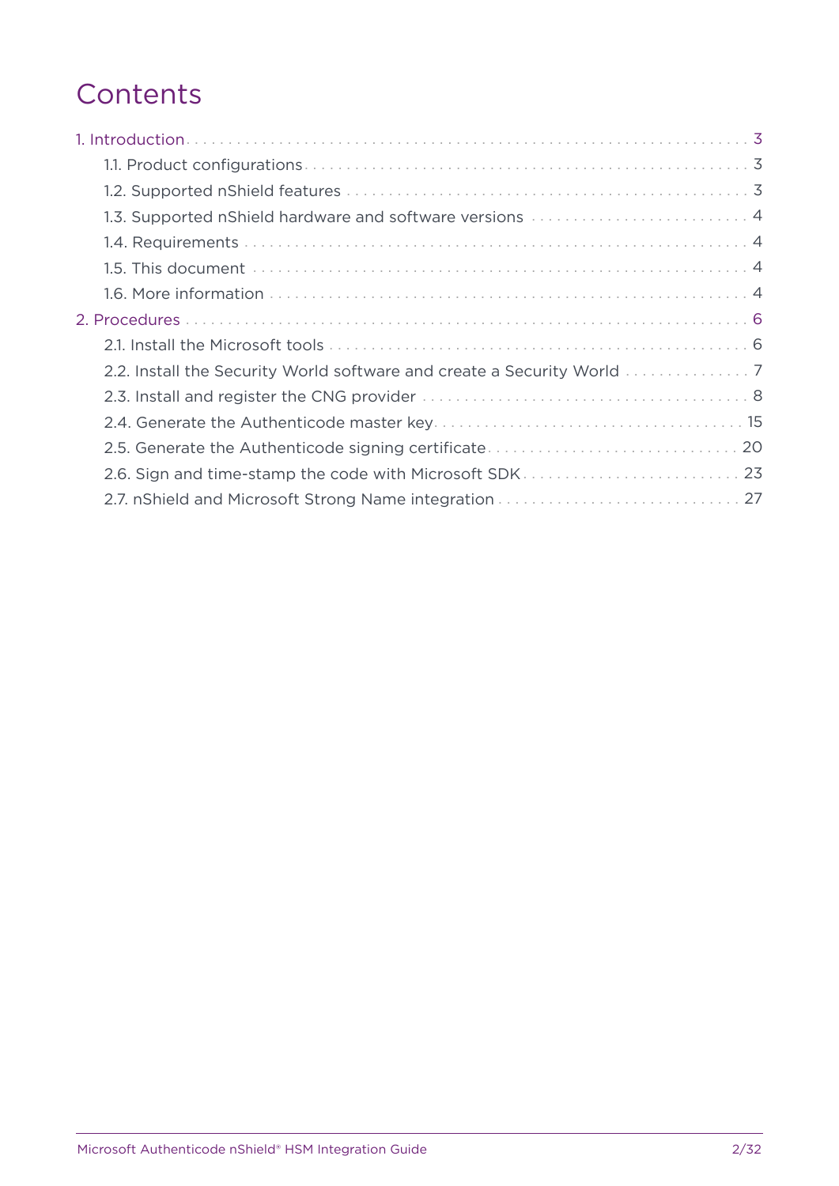# Contents

- 1. Introduction ... 3
  - 1.1. Product configurations ... 3
  - 1.2. Supported nShield features ... 3
  - 1.3. Supported nShield hardware and software versions ... 4
  - 1.4. Requirements ... 4
  - 1.5. This document ... 4
  - 1.6. More information ... 4
- 2. Procedures ... 6
  - 2.1. Install the Microsoft tools ... 6
  - 2.2. Install the Security World software and create a Security World ... 7
  - 2.3. Install and register the CNG provider ... 8
  - 2.4. Generate the Authenticode master key ... 15
  - 2.5. Generate the Authenticode signing certificate ... 20
  - 2.6. Sign and time-stamp the code with Microsoft SDK ... 23
  - 2.7. nShield and Microsoft Strong Name integration ... 27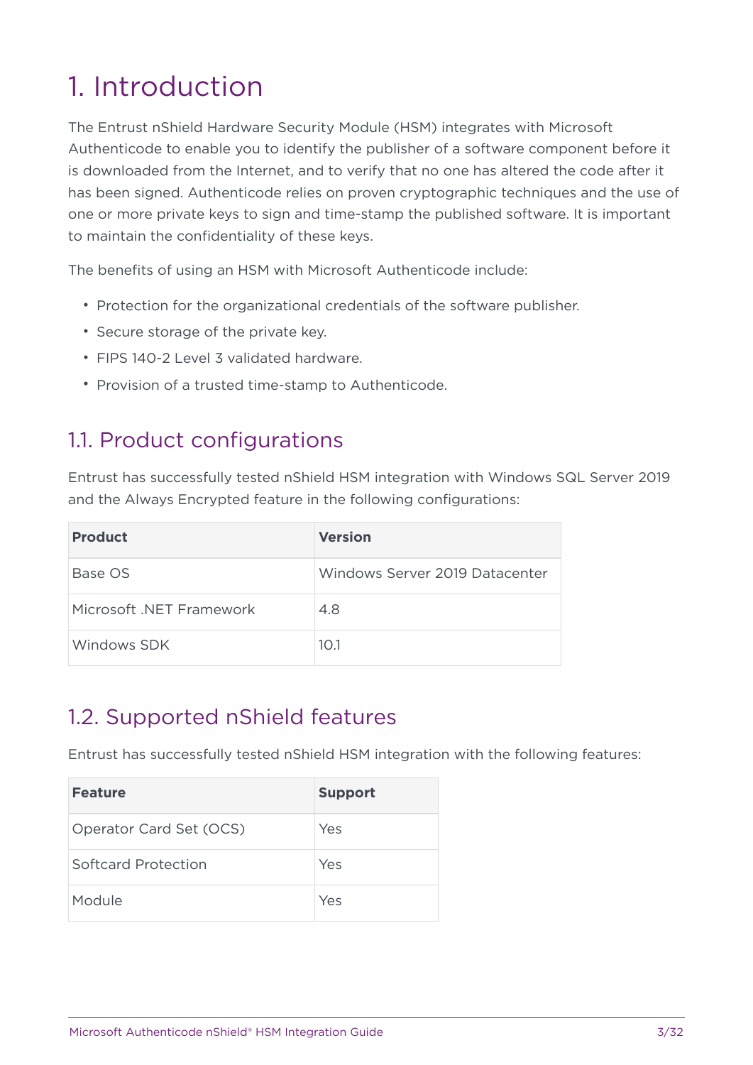# 1. Introduction

The Entrust nShield Hardware Security Module (HSM) integrates with Microsoft Authenticode to enable you to identify the publisher of a software component before it is downloaded from the Internet, and to verify that no one has altered the code after it has been signed. Authenticode relies on proven cryptographic techniques and the use of one or more private keys to sign and time-stamp the published software. It is important to maintain the confidentiality of these keys.

The benefits of using an HSM with Microsoft Authenticode include:

- Protection for the organizational credentials of the software publisher.
- Secure storage of the private key.
- FIPS 140-2 Level 3 validated hardware.
- Provision of a trusted time-stamp to Authenticode.

## 1.1. Product configurations

Entrust has successfully tested nShield HSM integration with Windows SQL Server 2019 and the Always Encrypted feature in the following configurations:

| Product | Version |
| --- | --- |
| Base OS | Windows Server 2019 Datacenter |
| Microsoft .NET Framework | 4.8 |
| Windows SDK | 10.1 |

## 1.2. Supported nShield features

Entrust has successfully tested nShield HSM integration with the following features:

| Feature | Support |
| --- | --- |
| Operator Card Set (OCS) | Yes |
| Softcard Protection | Yes |
| Module | Yes |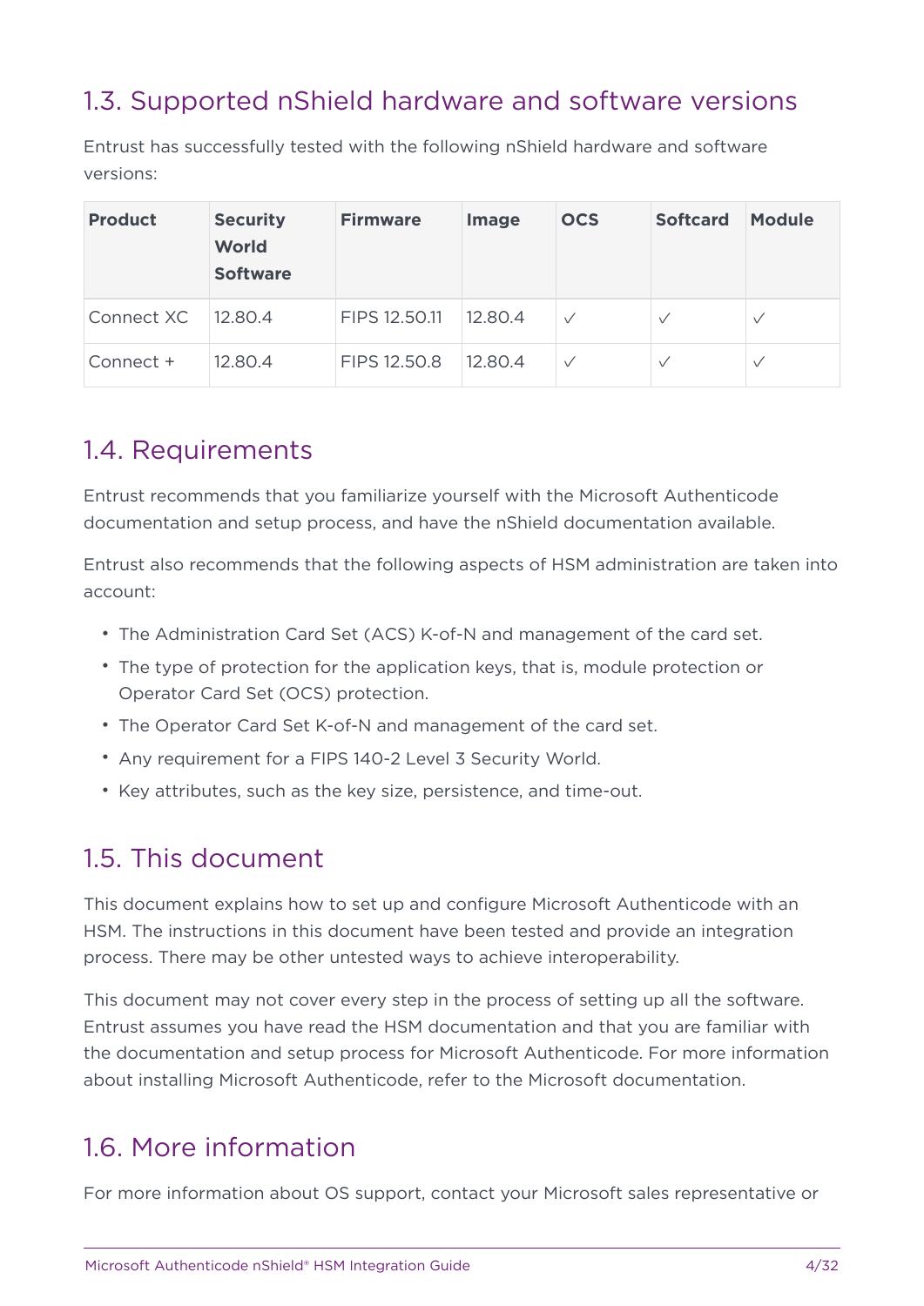## 1.3. Supported nShield hardware and software versions

Entrust has successfully tested with the following nShield hardware and software versions:

| Product | Security World Software | Firmware | Image | OCS | Softcard | Module |
|---|---|---|---|---|---|---|
| Connect XC | 12.80.4 | FIPS 12.50.11 | 12.80.4 | ✓ | ✓ | ✓ |
| Connect + | 12.80.4 | FIPS 12.50.8 | 12.80.4 | ✓ | ✓ | ✓ |

## 1.4. Requirements

Entrust recommends that you familiarize yourself with the Microsoft Authenticode documentation and setup process, and have the nShield documentation available.

Entrust also recommends that the following aspects of HSM administration are taken into account:

- The Administration Card Set (ACS) K-of-N and management of the card set.
- The type of protection for the application keys, that is, module protection or Operator Card Set (OCS) protection.
- The Operator Card Set K-of-N and management of the card set.
- Any requirement for a FIPS 140-2 Level 3 Security World.
- Key attributes, such as the key size, persistence, and time-out.

## 1.5. This document

This document explains how to set up and configure Microsoft Authenticode with an HSM. The instructions in this document have been tested and provide an integration process. There may be other untested ways to achieve interoperability.

This document may not cover every step in the process of setting up all the software. Entrust assumes you have read the HSM documentation and that you are familiar with the documentation and setup process for Microsoft Authenticode. For more information about installing Microsoft Authenticode, refer to the Microsoft documentation.

## 1.6. More information

For more information about OS support, contact your Microsoft sales representative or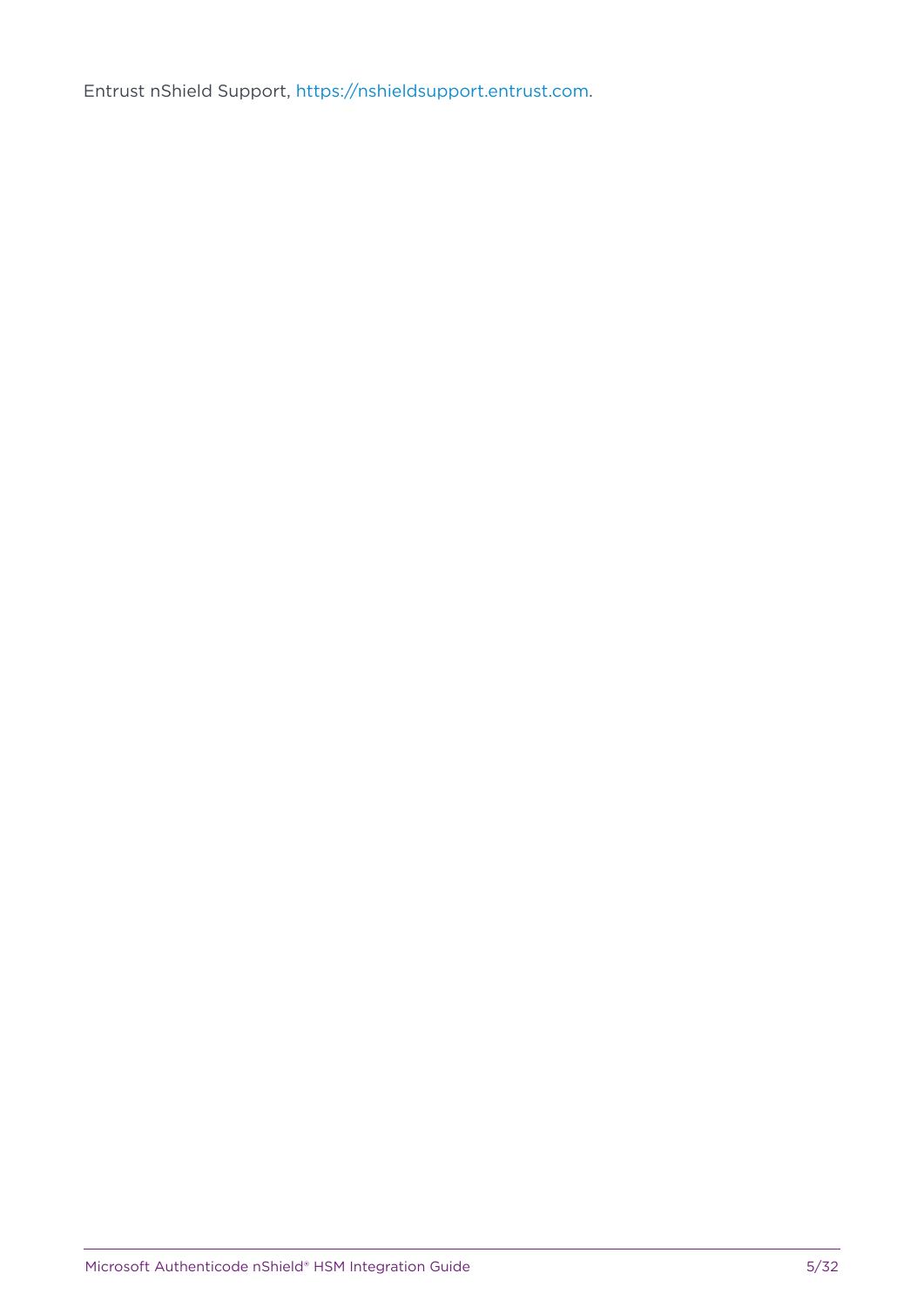Entrust nShield Support, https://nshieldsupport.entrust.com.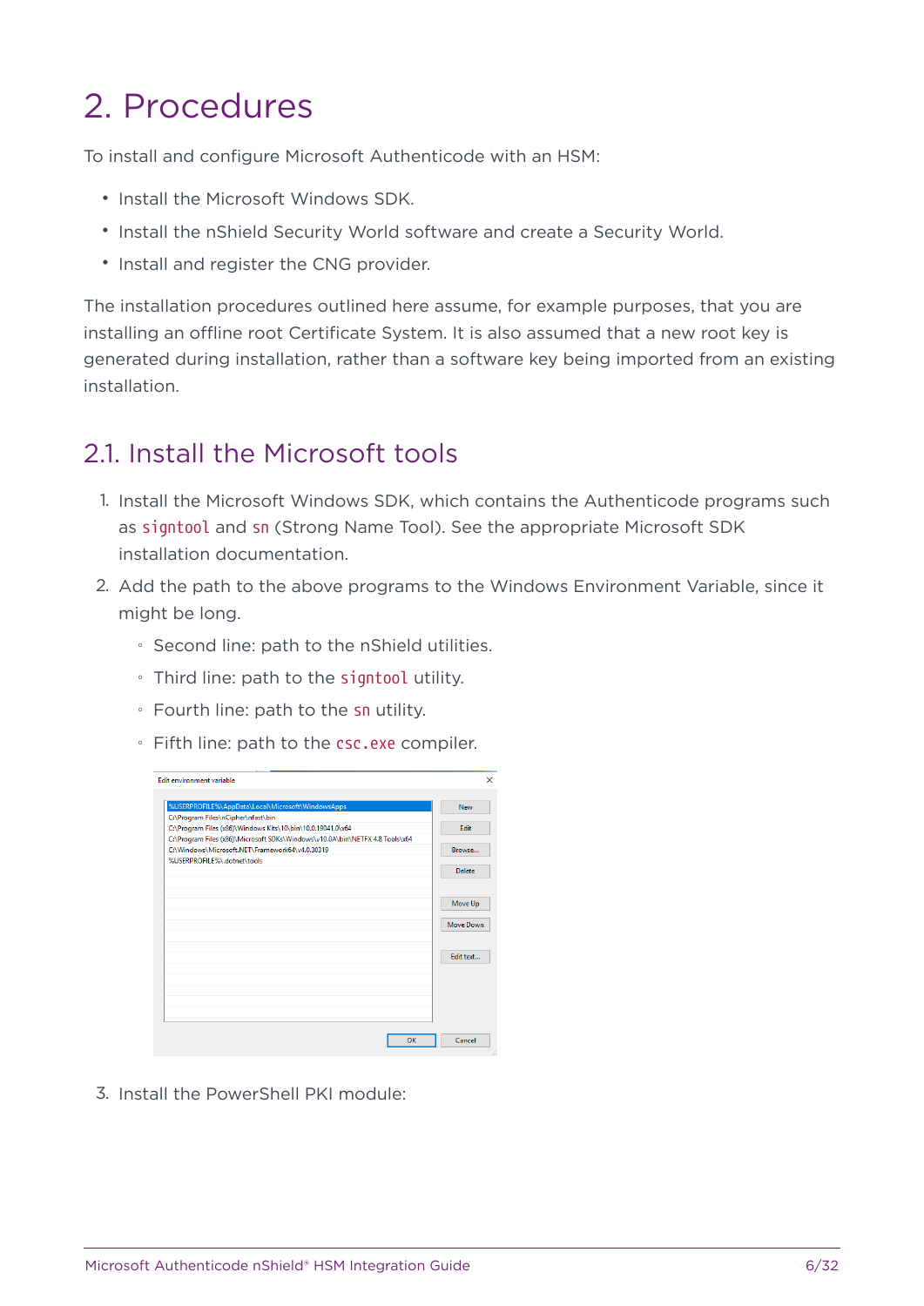# 2. Procedures

To install and configure Microsoft Authenticode with an HSM:

- Install the Microsoft Windows SDK.
- Install the nShield Security World software and create a Security World.
- Install and register the CNG provider.

The installation procedures outlined here assume, for example purposes, that you are installing an offline root Certificate System. It is also assumed that a new root key is generated during installation, rather than a software key being imported from an existing installation.

## 2.1. Install the Microsoft tools

1. Install the Microsoft Windows SDK, which contains the Authenticode programs such as `signtool` and `sn` (Strong Name Tool). See the appropriate Microsoft SDK installation documentation.
2. Add the path to the above programs to the Windows Environment Variable, since it might be long.
   - Second line: path to the nShield utilities.
   - Third line: path to the `signtool` utility.
   - Fourth line: path to the `sn` utility.
   - Fifth line: path to the `csc.exe` compiler.
3. Install the PowerShell PKI module: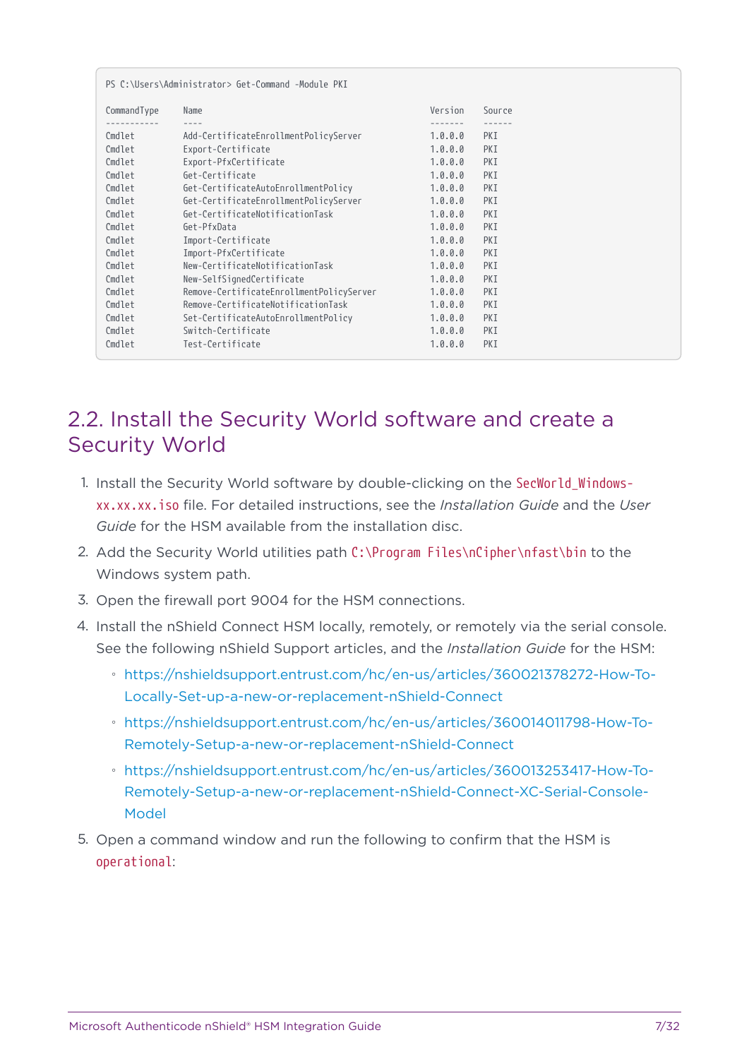```
PS C:\Users\Administrator> Get-Command -Module PKI

CommandType     Name                                               Version    Source
-----------     ----                                               -------    ------
Cmdlet          Add-CertificateEnrollmentPolicyServer              1.0.0.0    PKI
Cmdlet          Export-Certificate                                 1.0.0.0    PKI
Cmdlet          Export-PfxCertificate                              1.0.0.0    PKI
Cmdlet          Get-Certificate                                    1.0.0.0    PKI
Cmdlet          Get-CertificateAutoEnrollmentPolicy                1.0.0.0    PKI
Cmdlet          Get-CertificateEnrollmentPolicyServer              1.0.0.0    PKI
Cmdlet          Get-CertificateNotificationTask                    1.0.0.0    PKI
Cmdlet          Get-PfxData                                        1.0.0.0    PKI
Cmdlet          Import-Certificate                                 1.0.0.0    PKI
Cmdlet          Import-PfxCertificate                              1.0.0.0    PKI
Cmdlet          New-CertificateNotificationTask                    1.0.0.0    PKI
Cmdlet          New-SelfSignedCertificate                          1.0.0.0    PKI
Cmdlet          Remove-CertificateEnrollmentPolicyServer           1.0.0.0    PKI
Cmdlet          Remove-CertificateNotificationTask                 1.0.0.0    PKI
Cmdlet          Set-CertificateAutoEnrollmentPolicy                1.0.0.0    PKI
Cmdlet          Switch-Certificate                                 1.0.0.0    PKI
Cmdlet          Test-Certificate                                   1.0.0.0    PKI
```

## 2.2. Install the Security World software and create a Security World

1. Install the Security World software by double-clicking on the `SecWorld_Windows-xx.xx.xx.iso` file. For detailed instructions, see the *Installation Guide* and the *User Guide* for the HSM available from the installation disc.
2. Add the Security World utilities path `C:\Program Files\nCipher\nfast\bin` to the Windows system path.
3. Open the firewall port 9004 for the HSM connections.
4. Install the nShield Connect HSM locally, remotely, or remotely via the serial console. See the following nShield Support articles, and the *Installation Guide* for the HSM:
   - https://nshieldsupport.entrust.com/hc/en-us/articles/360021378272-How-To-Locally-Set-up-a-new-or-replacement-nShield-Connect
   - https://nshieldsupport.entrust.com/hc/en-us/articles/360014011798-How-To-Remotely-Setup-a-new-or-replacement-nShield-Connect
   - https://nshieldsupport.entrust.com/hc/en-us/articles/360013253417-How-To-Remotely-Setup-a-new-or-replacement-nShield-Connect-XC-Serial-Console-Model
5. Open a command window and run the following to confirm that the HSM is `operational`: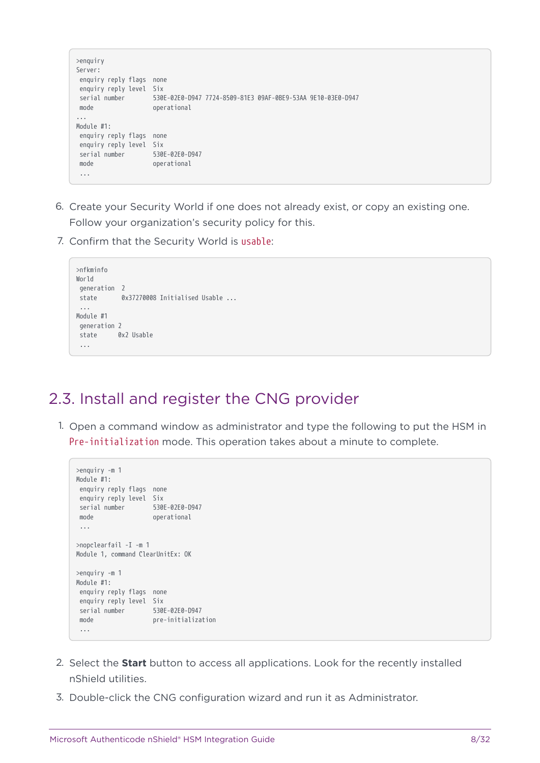```
>enquiry
Server:
 enquiry reply flags  none
 enquiry reply level  Six
 serial number        530E-02E0-D947 7724-8509-81E3 09AF-0BE9-53AA 9E10-03E0-D947
 mode                 operational
...
Module #1:
 enquiry reply flags  none
 enquiry reply level  Six
 serial number        530E-02E0-D947
 mode                 operational
 ...
```

6. Create your Security World if one does not already exist, or copy an existing one. Follow your organization's security policy for this.
7. Confirm that the Security World is `usable`:

```
>nfkminfo
World
 generation  2
 state       0x37270008 Initialised Usable ...
 ...
Module #1
 generation 2
 state      0x2 Usable
 ...
```

## 2.3. Install and register the CNG provider

1. Open a command window as administrator and type the following to put the HSM in `Pre-initialization` mode. This operation takes about a minute to complete.

```
>enquiry -m 1
Module #1:
 enquiry reply flags  none
 enquiry reply level  Six
 serial number        530E-02E0-D947
 mode                 operational
 ...

>nopclearfail -I -m 1
Module 1, command ClearUnitEx: OK

>enquiry -m 1
Module #1:
 enquiry reply flags  none
 enquiry reply level  Six
 serial number        530E-02E0-D947
 mode                 pre-initialization
 ...
```

2. Select the **Start** button to access all applications. Look for the recently installed nShield utilities.
3. Double-click the CNG configuration wizard and run it as Administrator.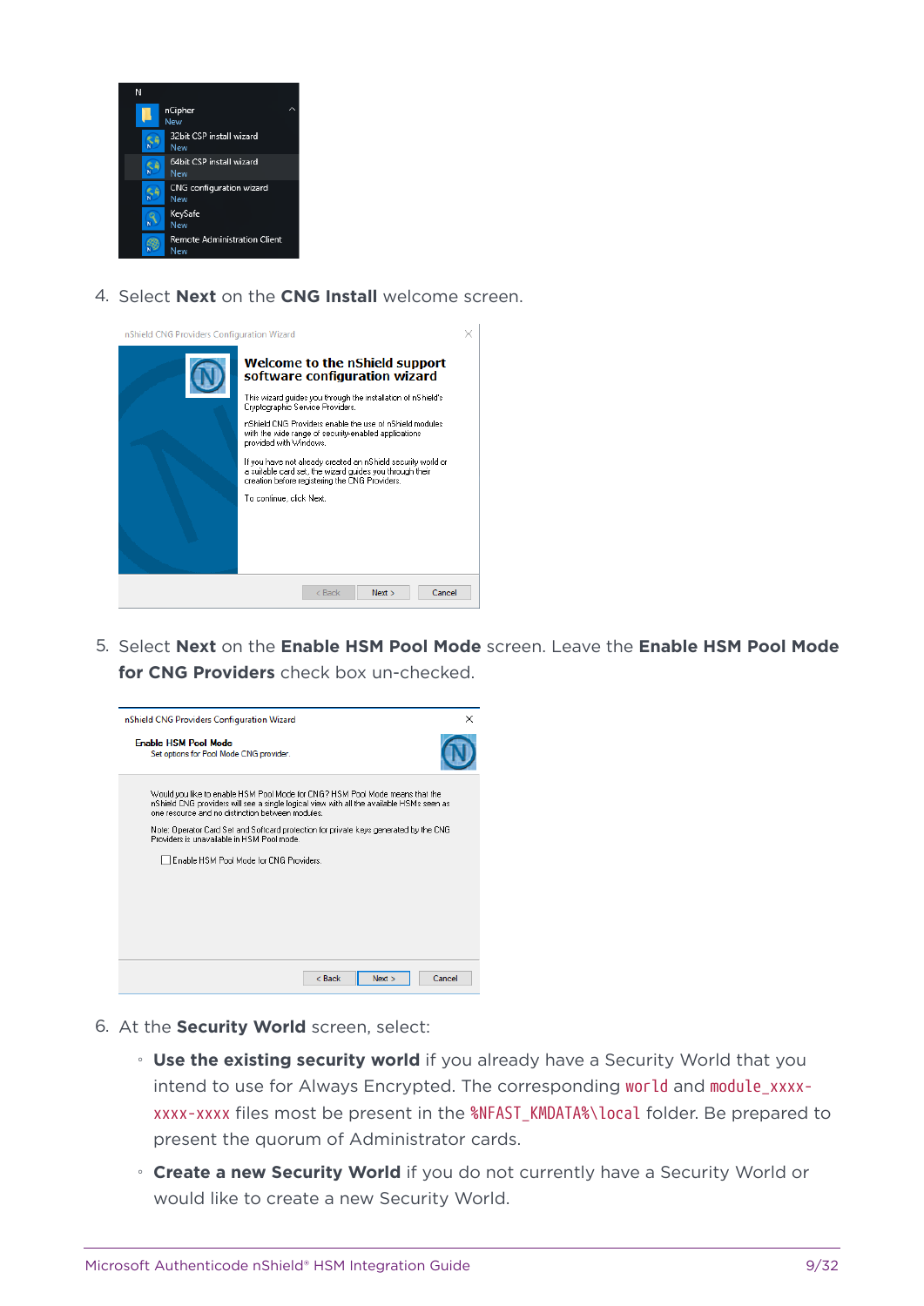4. Select **Next** on the **CNG Install** welcome screen.

5. Select **Next** on the **Enable HSM Pool Mode** screen. Leave the **Enable HSM Pool Mode for CNG Providers** check box un-checked.

6. At the **Security World** screen, select:

   ◦ **Use the existing security world** if you already have a Security World that you intend to use for Always Encrypted. The corresponding `world` and `module_xxxx-xxxx-xxxx` files most be present in the `%NFAST_KMDATA%\local` folder. Be prepared to present the quorum of Administrator cards.

   ◦ **Create a new Security World** if you do not currently have a Security World or would like to create a new Security World.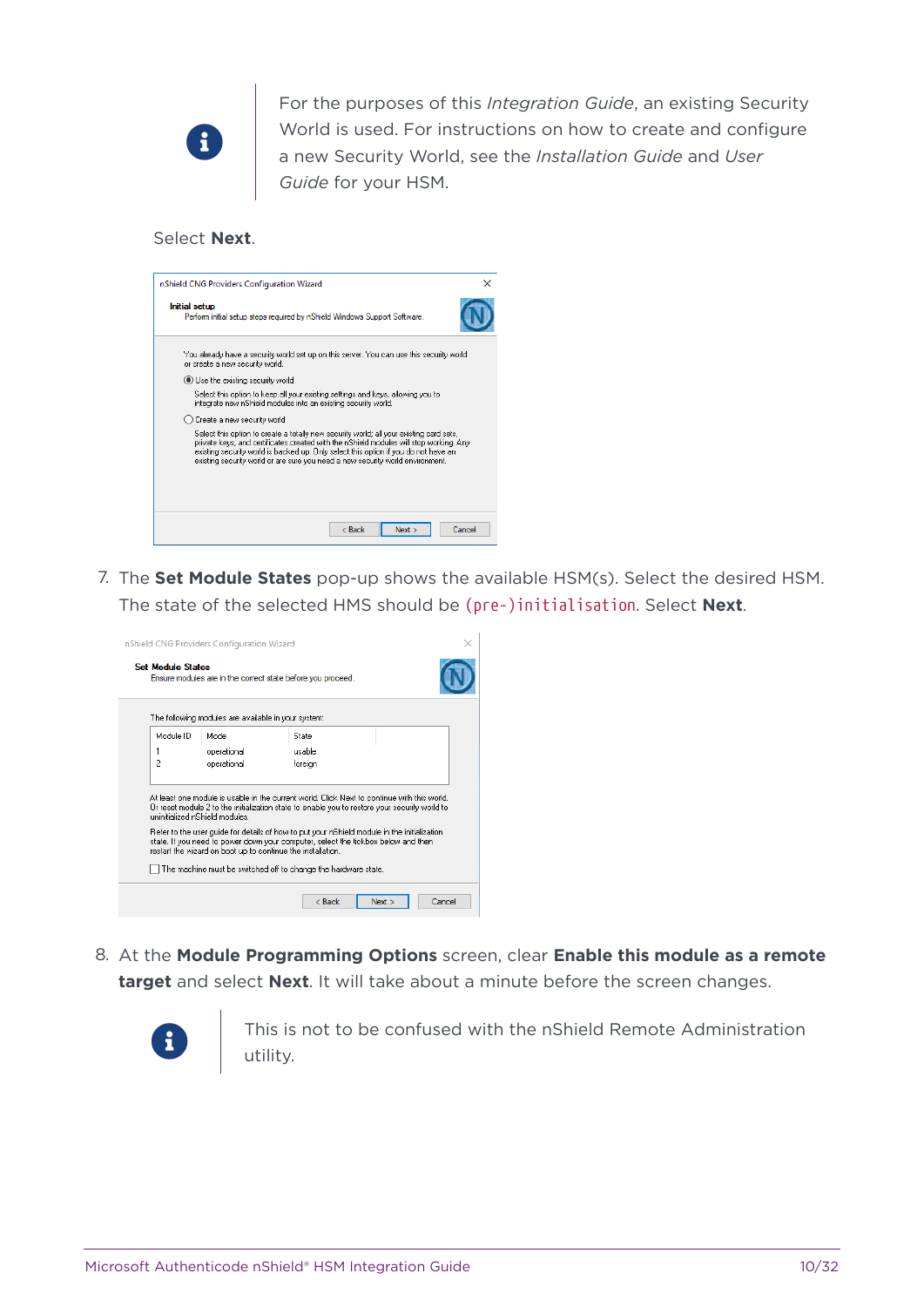> For the purposes of this *Integration Guide*, an existing Security World is used. For instructions on how to create and configure a new Security World, see the *Installation Guide* and *User Guide* for your HSM.

Select **Next**.

7. The **Set Module States** pop-up shows the available HSM(s). Select the desired HSM. The state of the selected HMS should be `(pre-)initialisation`. Select **Next**.

8. At the **Module Programming Options** screen, clear **Enable this module as a remote target** and select **Next**. It will take about a minute before the screen changes.

> This is not to be confused with the nShield Remote Administration utility.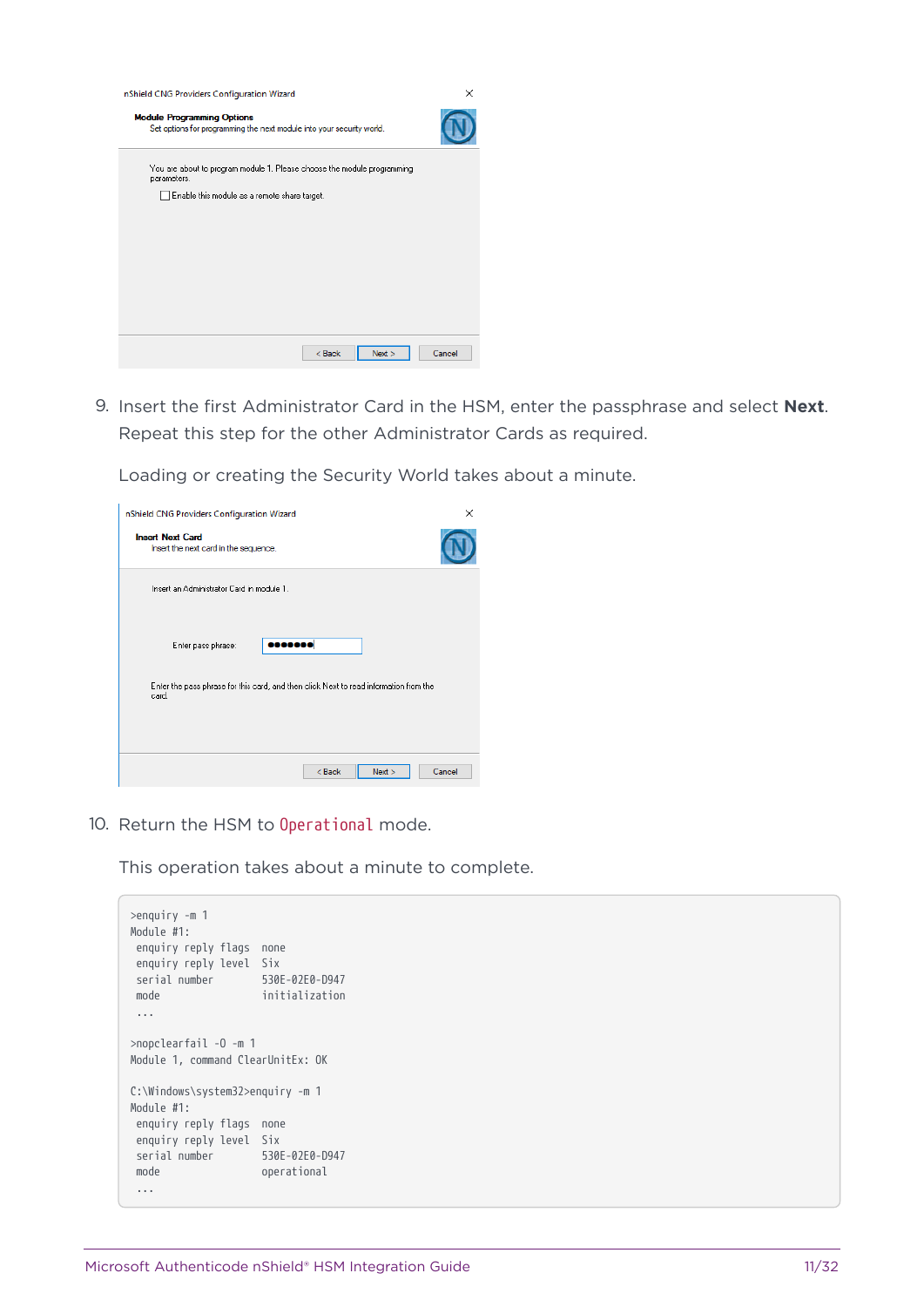9. Insert the first Administrator Card in the HSM, enter the passphrase and select **Next**. Repeat this step for the other Administrator Cards as required.

   Loading or creating the Security World takes about a minute.

10. Return the HSM to `Operational` mode.

    This operation takes about a minute to complete.

```
>enquiry -m 1
Module #1:
 enquiry reply flags  none
 enquiry reply level  Six
 serial number        530E-02E0-D947
 mode                 initialization
 ...

>nopclearfail -O -m 1
Module 1, command ClearUnitEx: OK

C:\Windows\system32>enquiry -m 1
Module #1:
 enquiry reply flags  none
 enquiry reply level  Six
 serial number        530E-02E0-D947
 mode                 operational
 ...
```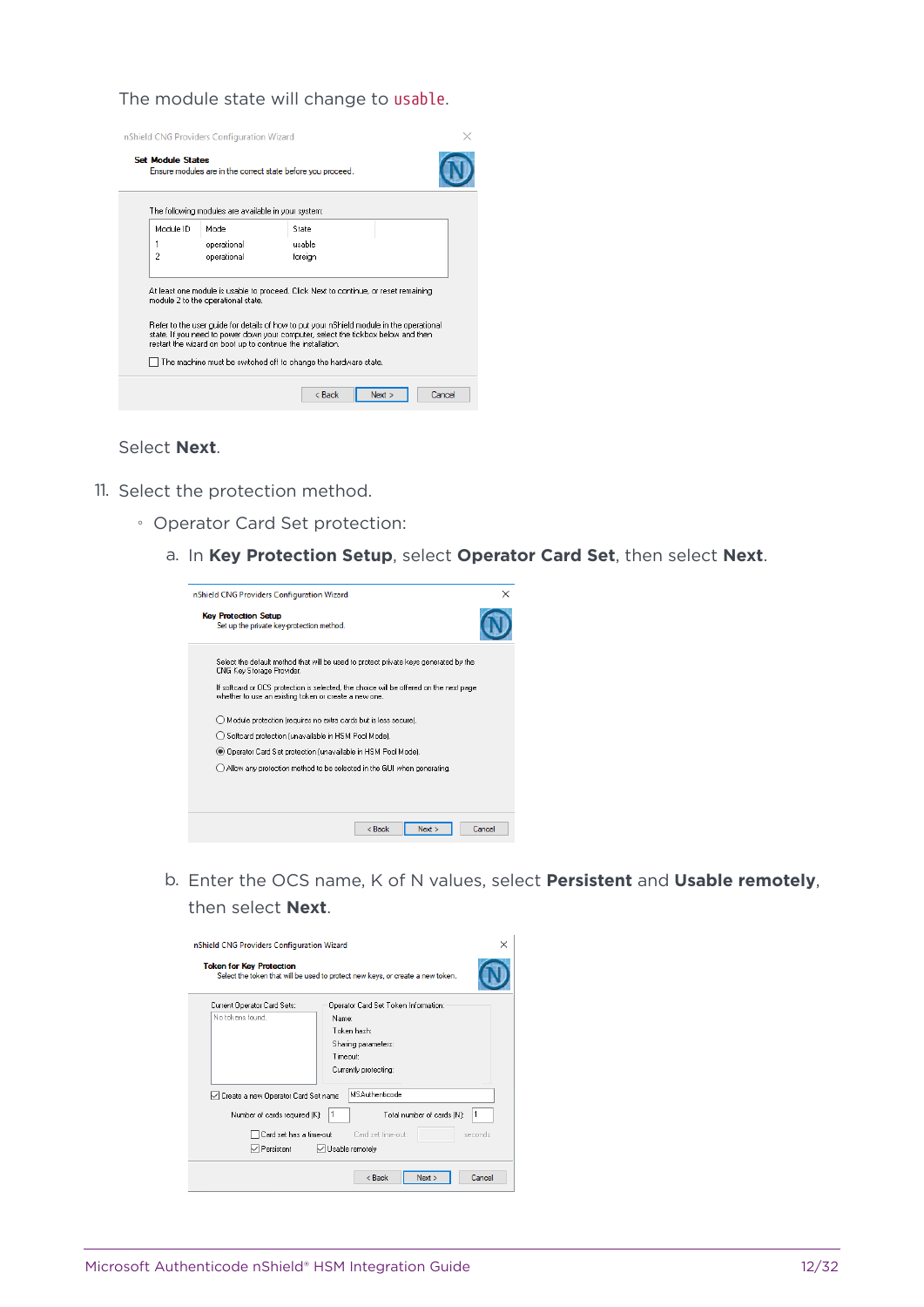The module state will change to `usable`.

Select **Next**.

11. Select the protection method.
    - Operator Card Set protection:
        a. In **Key Protection Setup**, select **Operator Card Set**, then select **Next**.

        b. Enter the OCS name, K of N values, select **Persistent** and **Usable remotely**, then select **Next**.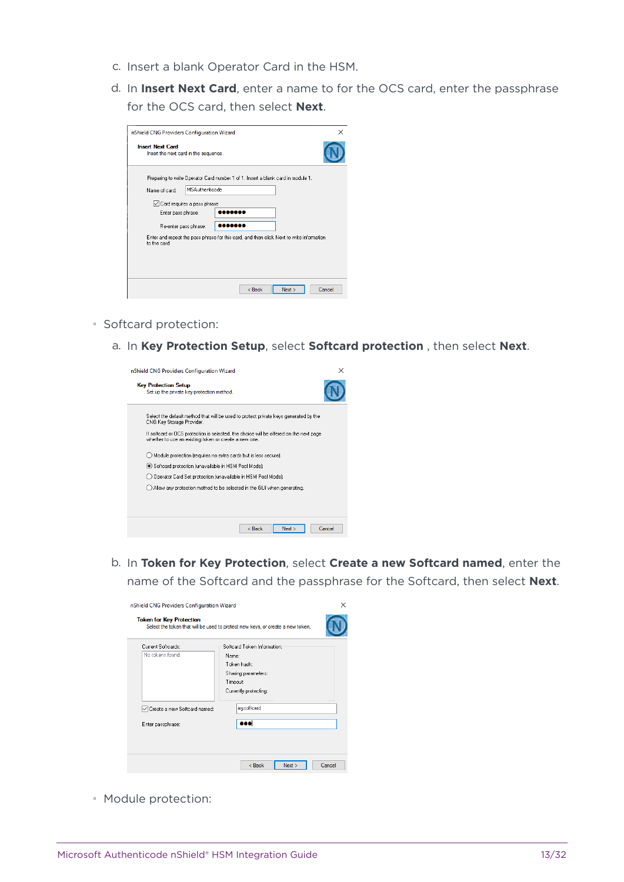c. Insert a blank Operator Card in the HSM.

d. In **Insert Next Card**, enter a name to for the OCS card, enter the passphrase for the OCS card, then select **Next**.

- Softcard protection:

  a. In **Key Protection Setup**, select **Softcard protection** , then select **Next**.

  b. In **Token for Key Protection**, select **Create a new Softcard named**, enter the name of the Softcard and the passphrase for the Softcard, then select **Next**.

- Module protection: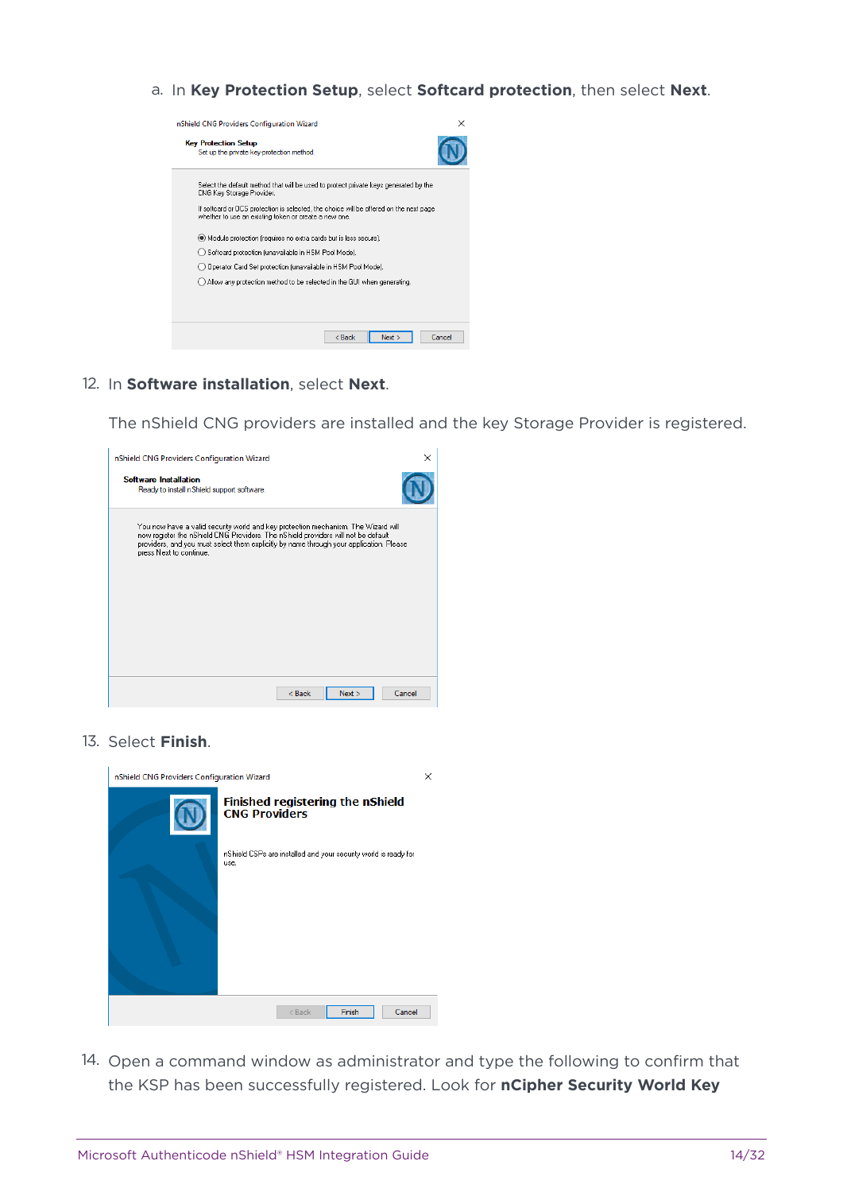a. In **Key Protection Setup**, select **Softcard protection**, then select **Next**.

12. In **Software installation**, select **Next**.

    The nShield CNG providers are installed and the key Storage Provider is registered.

13. Select **Finish**.

14. Open a command window as administrator and type the following to confirm that the KSP has been successfully registered. Look for **nCipher Security World Key**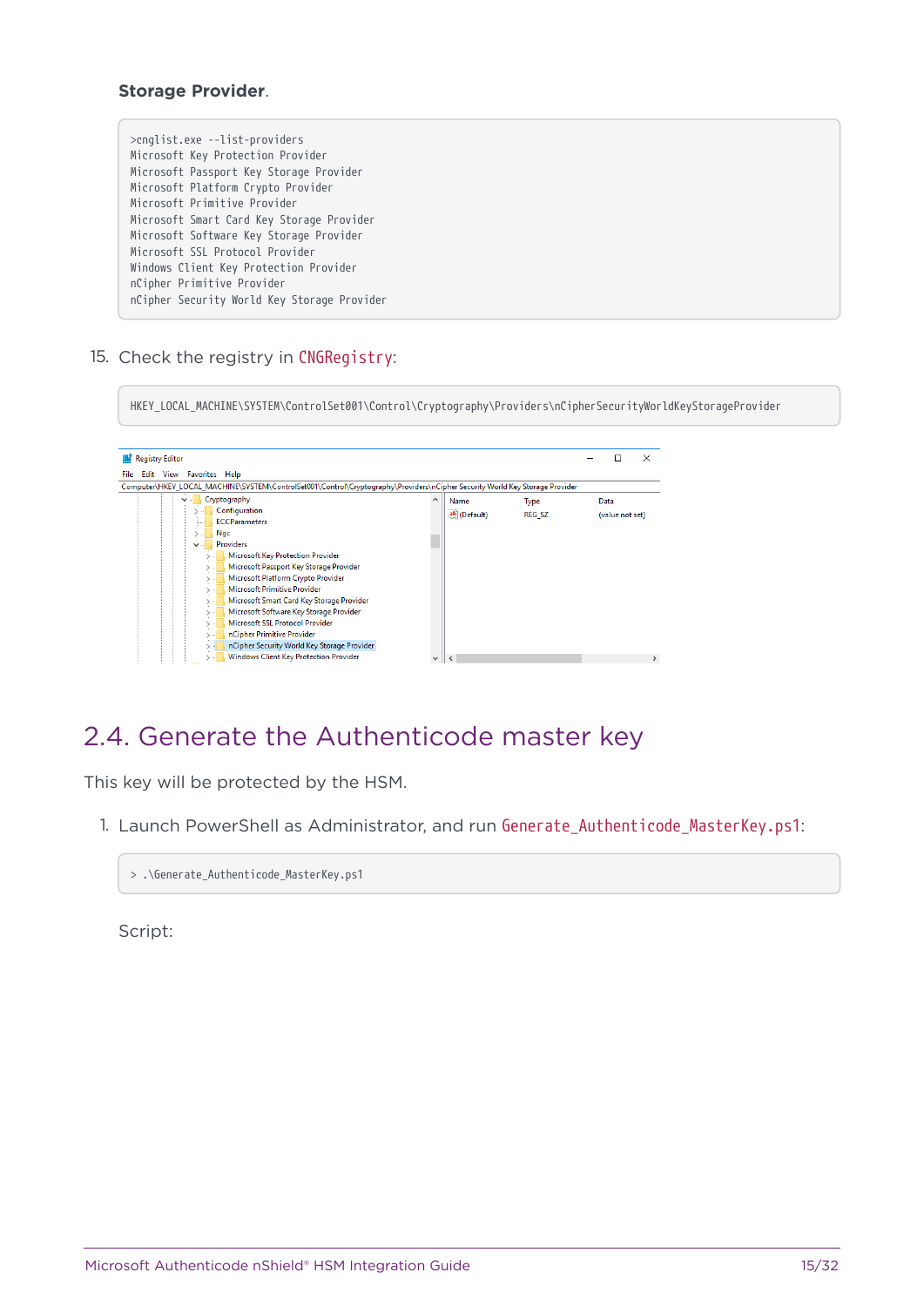**Storage Provider**.

```
>cnglist.exe --list-providers
Microsoft Key Protection Provider
Microsoft Passport Key Storage Provider
Microsoft Platform Crypto Provider
Microsoft Primitive Provider
Microsoft Smart Card Key Storage Provider
Microsoft Software Key Storage Provider
Microsoft SSL Protocol Provider
Windows Client Key Protection Provider
nCipher Primitive Provider
nCipher Security World Key Storage Provider
```

15. Check the registry in `CNGRegistry`:

```
HKEY_LOCAL_MACHINE\SYSTEM\ControlSet001\Control\Cryptography\Providers\nCipherSecurityWorldKeyStorageProvider
```

## 2.4. Generate the Authenticode master key

This key will be protected by the HSM.

1. Launch PowerShell as Administrator, and run `Generate_Authenticode_MasterKey.ps1`:

```
> .\Generate_Authenticode_MasterKey.ps1
```

Script: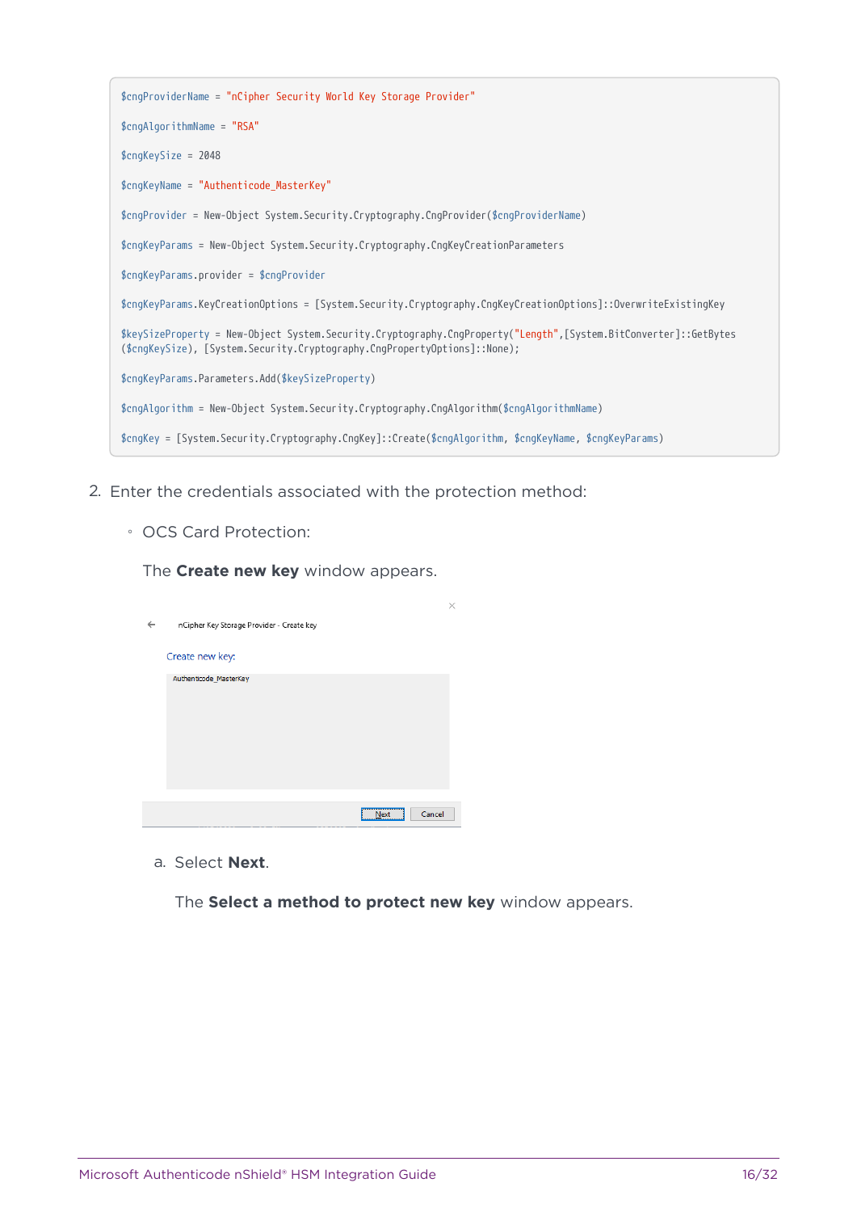```
$cngProviderName = "nCipher Security World Key Storage Provider"

$cngAlgorithmName = "RSA"

$cngKeySize = 2048

$cngKeyName = "Authenticode_MasterKey"

$cngProvider = New-Object System.Security.Cryptography.CngProvider($cngProviderName)

$cngKeyParams = New-Object System.Security.Cryptography.CngKeyCreationParameters

$cngKeyParams.provider = $cngProvider

$cngKeyParams.KeyCreationOptions = [System.Security.Cryptography.CngKeyCreationOptions]::OverwriteExistingKey

$keySizeProperty = New-Object System.Security.Cryptography.CngProperty("Length",[System.BitConverter]::GetBytes
($cngKeySize), [System.Security.Cryptography.CngPropertyOptions]::None);

$cngKeyParams.Parameters.Add($keySizeProperty)

$cngAlgorithm = New-Object System.Security.Cryptography.CngAlgorithm($cngAlgorithmName)

$cngKey = [System.Security.Cryptography.CngKey]::Create($cngAlgorithm, $cngKeyName, $cngKeyParams)
```

2. Enter the credentials associated with the protection method:

   - OCS Card Protection:

     The **Create new key** window appears.

     nCipher Key Storage Provider - Create key

     Create new key:

     Authenticode_MasterKey

     Next | Cancel

     a. Select **Next**.

        The **Select a method to protect new key** window appears.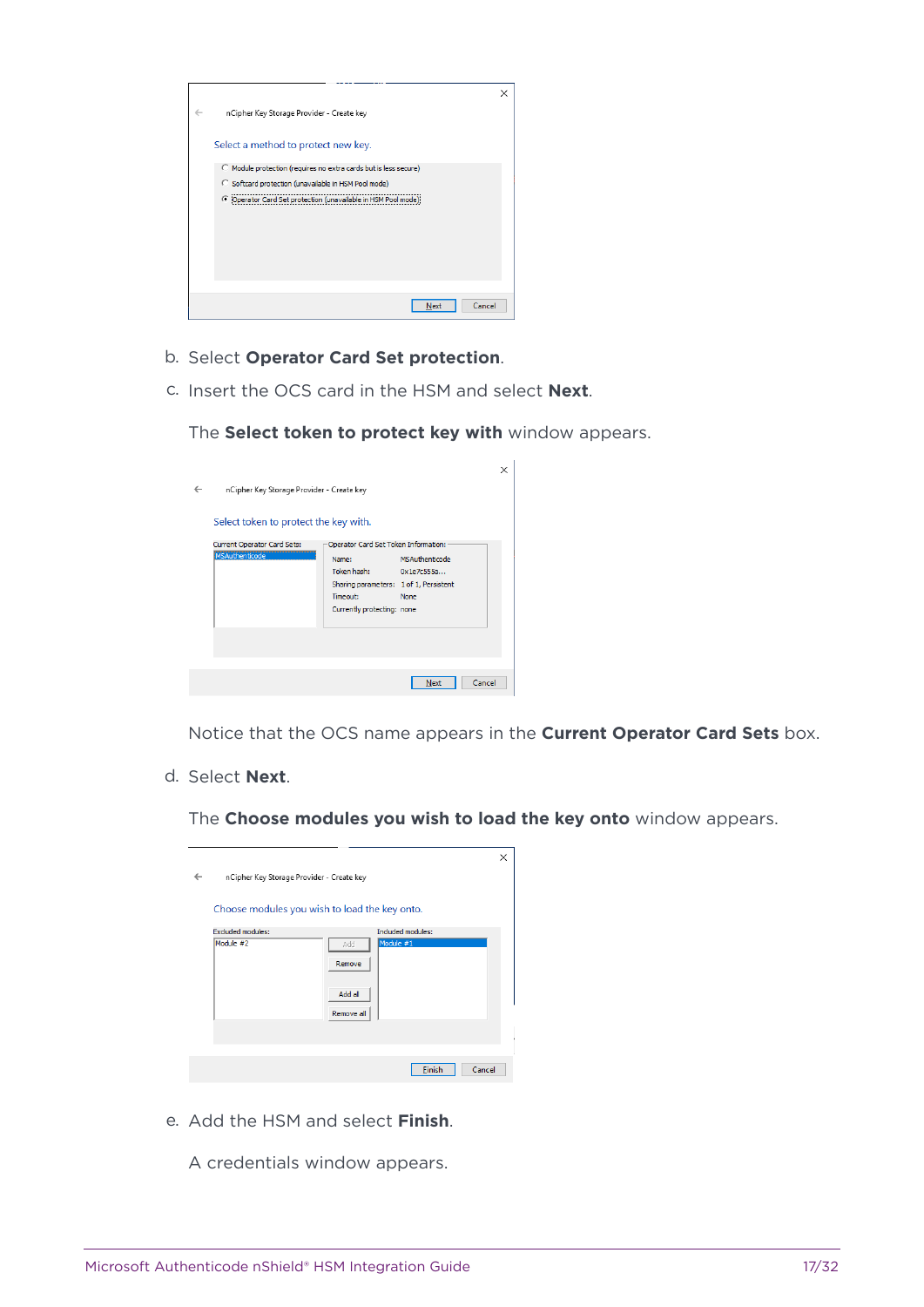b. Select **Operator Card Set protection**.

c. Insert the OCS card in the HSM and select **Next**.

   The **Select token to protect key with** window appears.

   Notice that the OCS name appears in the **Current Operator Card Sets** box.

d. Select **Next**.

   The **Choose modules you wish to load the key onto** window appears.

e. Add the HSM and select **Finish**.

   A credentials window appears.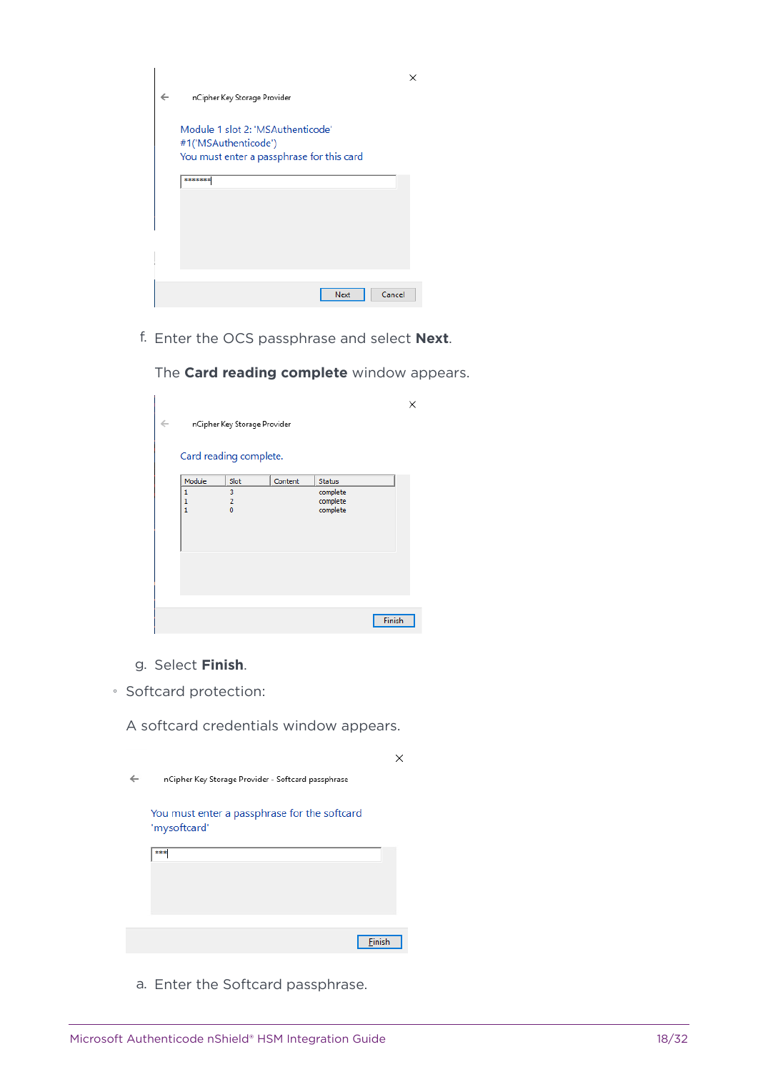f. Enter the OCS passphrase and select **Next**.

   The **Card reading complete** window appears.

g. Select **Finish**.

- Softcard protection:

  A softcard credentials window appears.

  a. Enter the Softcard passphrase.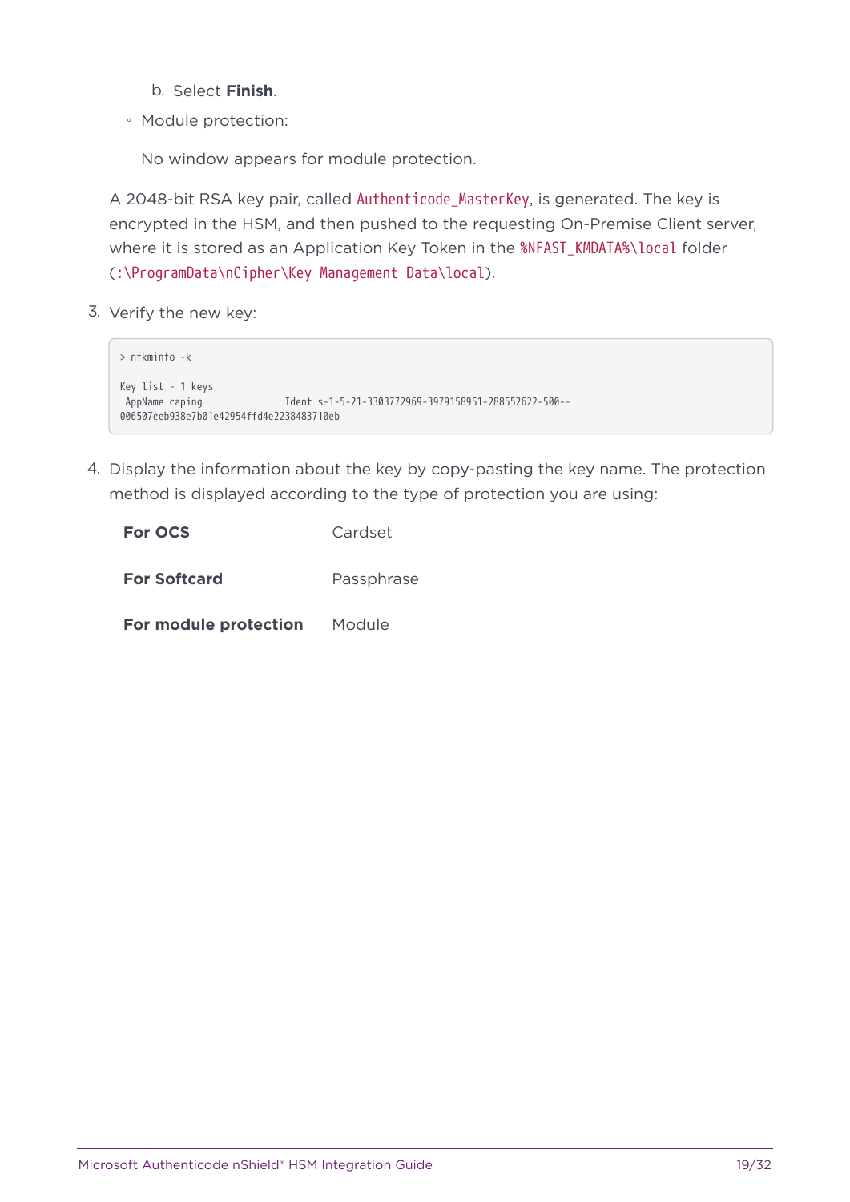b. Select **Finish**.

- Module protection:

  No window appears for module protection.

A 2048-bit RSA key pair, called `Authenticode_MasterKey`, is generated. The key is encrypted in the HSM, and then pushed to the requesting On-Premise Client server, where it is stored as an Application Key Token in the `%NFAST_KMDATA%\local` folder (`:\ProgramData\nCipher\Key Management Data\local`).

3. Verify the new key:

```
> nfkminfo -k

Key list - 1 keys
 AppName caping              Ident s-1-5-21-3303772969-3979158951-288552622-500--
006507ceb938e7b01e42954ffd4e2238483710eb
```

4. Display the information about the key by copy-pasting the key name. The protection method is displayed according to the type of protection you are using:

| | |
|---|---|
| **For OCS** | Cardset |
| **For Softcard** | Passphrase |
| **For module protection** | Module |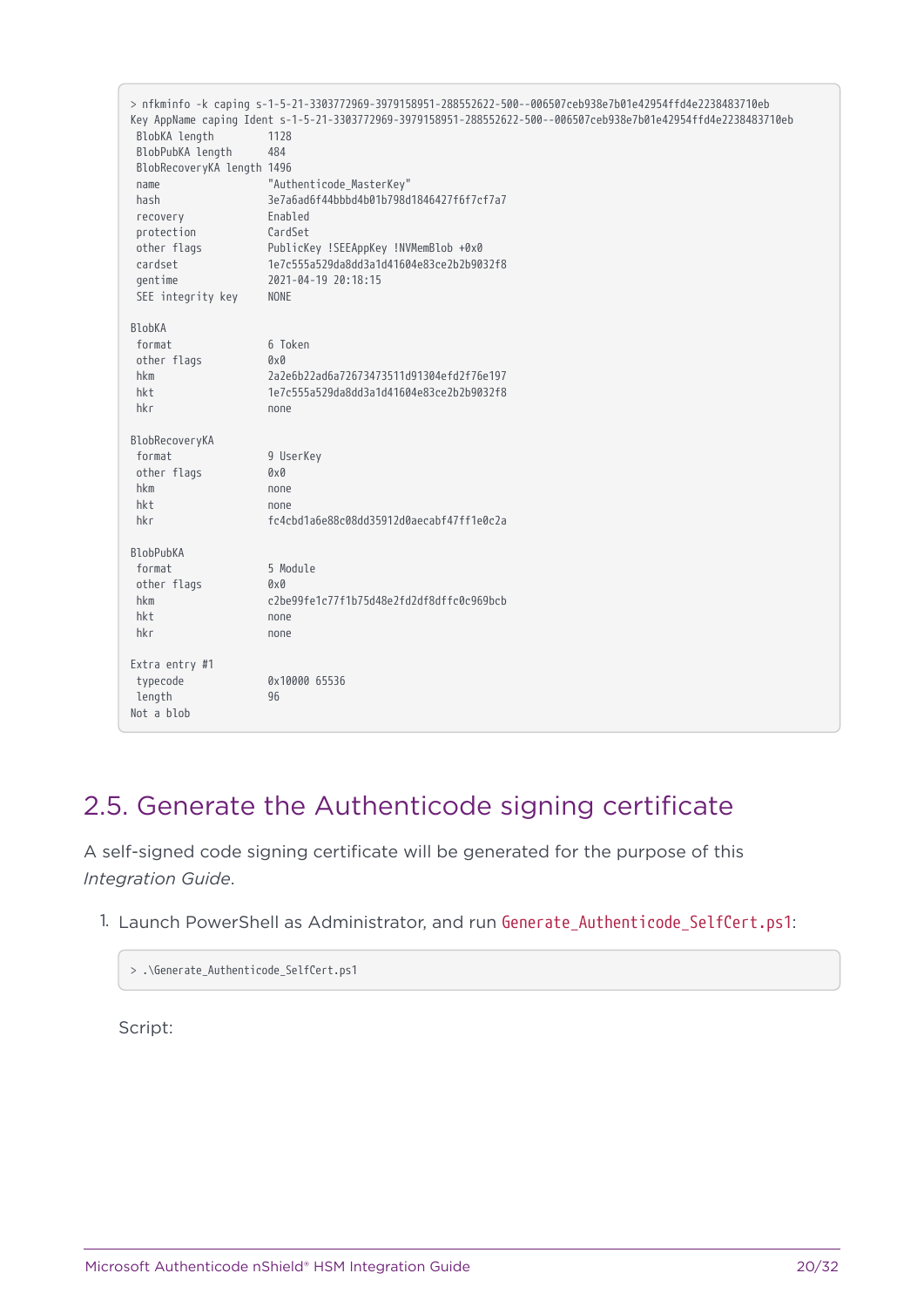```
> nfkminfo -k caping s-1-5-21-3303772969-3979158951-288552622-500--006507ceb938e7b01e42954ffd4e2238483710eb
Key AppName caping Ident s-1-5-21-3303772969-3979158951-288552622-500--006507ceb938e7b01e42954ffd4e2238483710eb
  BlobKA length          1128
  BlobPubKA length       484
  BlobRecoveryKA length 1496
  name                   "Authenticode_MasterKey"
  hash                   3e7a6ad6f44bbbd4b01b798d1846427f6f7cf7a7
  recovery               Enabled
  protection             CardSet
  other flags            PublicKey !SEEAppKey !NVMemBlob +0x0
  cardset                1e7c555a529da8dd3a1d41604e83ce2b2b9032f8
  gentime                2021-04-19 20:18:15
  SEE integrity key      NONE

BlobKA
  format                 6 Token
  other flags            0x0
  hkm                    2a2e6b22ad6a72673473511d91304efd2f76e197
  hkt                    1e7c555a529da8dd3a1d41604e83ce2b2b9032f8
  hkr                    none

BlobRecoveryKA
  format                 9 UserKey
  other flags            0x0
  hkm                    none
  hkt                    none
  hkr                    fc4cbd1a6e88c08dd35912d0aecabf47ff1e0c2a

BlobPubKA
  format                 5 Module
  other flags            0x0
  hkm                    c2be99fe1c77f1b75d48e2fd2df8dffc0c969bcb
  hkt                    none
  hkr                    none

Extra entry #1
  typecode               0x10000 65536
  length                 96
Not a blob
```

## 2.5. Generate the Authenticode signing certificate

A self-signed code signing certificate will be generated for the purpose of this *Integration Guide*.

1. Launch PowerShell as Administrator, and run `Generate_Authenticode_SelfCert.ps1`:

   ```
   > .\Generate_Authenticode_SelfCert.ps1
   ```

   Script: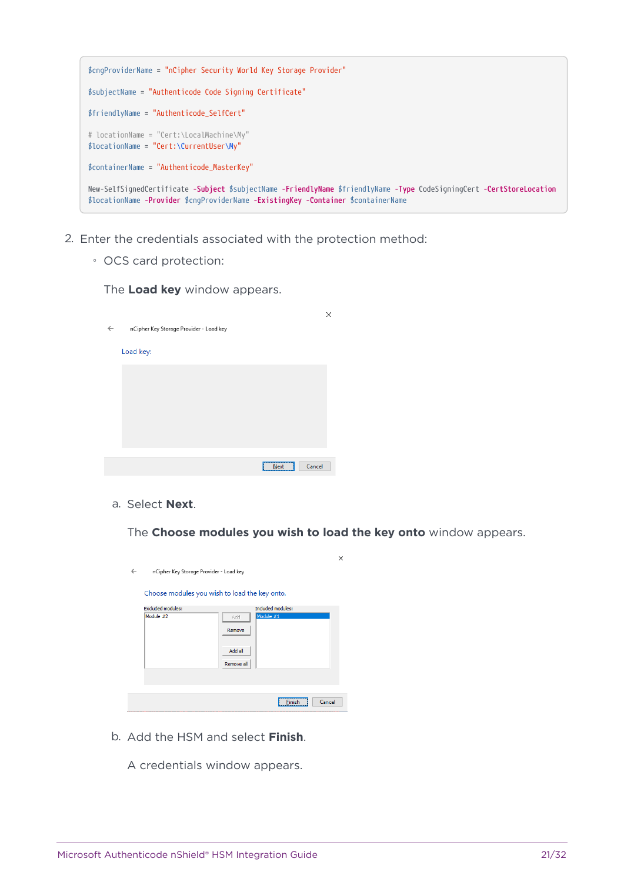```
$cngProviderName = "nCipher Security World Key Storage Provider"

$subjectName = "Authenticode Code Signing Certificate"

$friendlyName = "Authenticode_SelfCert"

# locationName = "Cert:\LocalMachine\My"
$locationName = "Cert:\CurrentUser\My"

$containerName = "Authenticode_MasterKey"

New-SelfSignedCertificate -Subject $subjectName -FriendlyName $friendlyName -Type CodeSigningCert -CertStoreLocation
$locationName -Provider $cngProviderName -ExistingKey -Container $containerName
```

2. Enter the credentials associated with the protection method:
   - OCS card protection:

     The **Load key** window appears.

     a. Select **Next**.

        The **Choose modules you wish to load the key onto** window appears.

     b. Add the HSM and select **Finish**.

        A credentials window appears.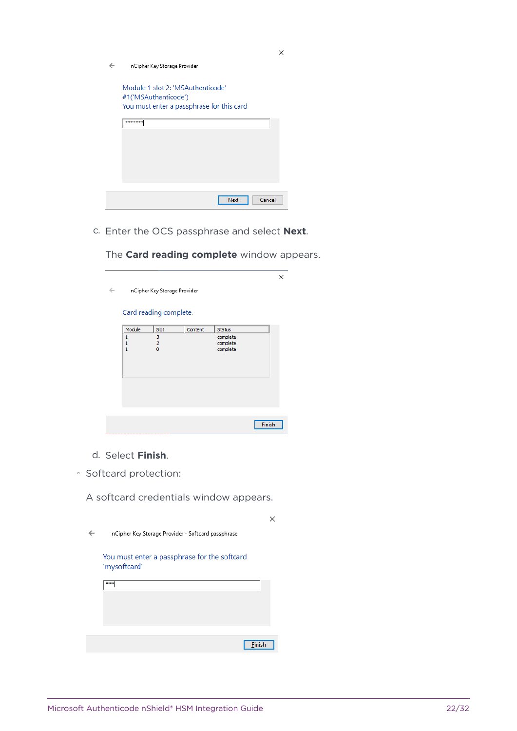nCipher Key Storage Provider

Module 1 slot 2: 'MSAuthenticode'
#1('MSAuthenticode')
You must enter a passphrase for this card

Next Cancel

c. Enter the OCS passphrase and select **Next**.

The **Card reading complete** window appears.

nCipher Key Storage Provider

Card reading complete.

| Module | Slot | Content | Status |
| --- | --- | --- | --- |
| 1 | 3 | | complete |
| 1 | 2 | | complete |
| 1 | 0 | | complete |

Finish

d. Select **Finish**.

- Softcard protection:

A softcard credentials window appears.

nCipher Key Storage Provider - Softcard passphrase

You must enter a passphrase for the softcard 'mysoftcard'

Finish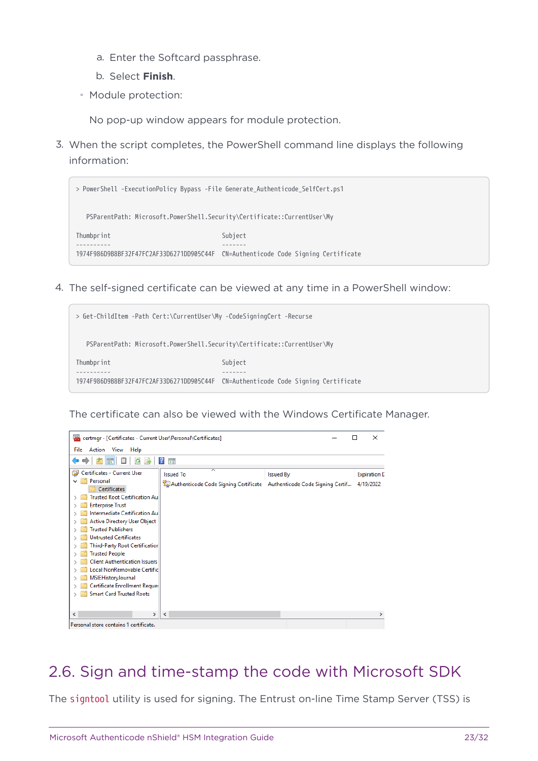a. Enter the Softcard passphrase.

b. Select **Finish**.

- Module protection:

  No pop-up window appears for module protection.

3. When the script completes, the PowerShell command line displays the following information:

```
> PowerShell -ExecutionPolicy Bypass -File Generate_Authenticode_SelfCert.ps1


   PSParentPath: Microsoft.PowerShell.Security\Certificate::CurrentUser\My

Thumbprint                                Subject
----------                                -------
1974F986D9B8BF32F47FC2AF33D6271DD905C44F  CN=Authenticode Code Signing Certificate
```

4. The self-signed certificate can be viewed at any time in a PowerShell window:

```
> Get-ChildItem -Path Cert:\CurrentUser\My -CodeSigningCert -Recurse


   PSParentPath: Microsoft.PowerShell.Security\Certificate::CurrentUser\My

Thumbprint                                Subject
----------                                -------
1974F986D9B8BF32F47FC2AF33D6271DD905C44F  CN=Authenticode Code Signing Certificate
```

The certificate can also be viewed with the Windows Certificate Manager.

## 2.6. Sign and time-stamp the code with Microsoft SDK

The `signtool` utility is used for signing. The Entrust on-line Time Stamp Server (TSS) is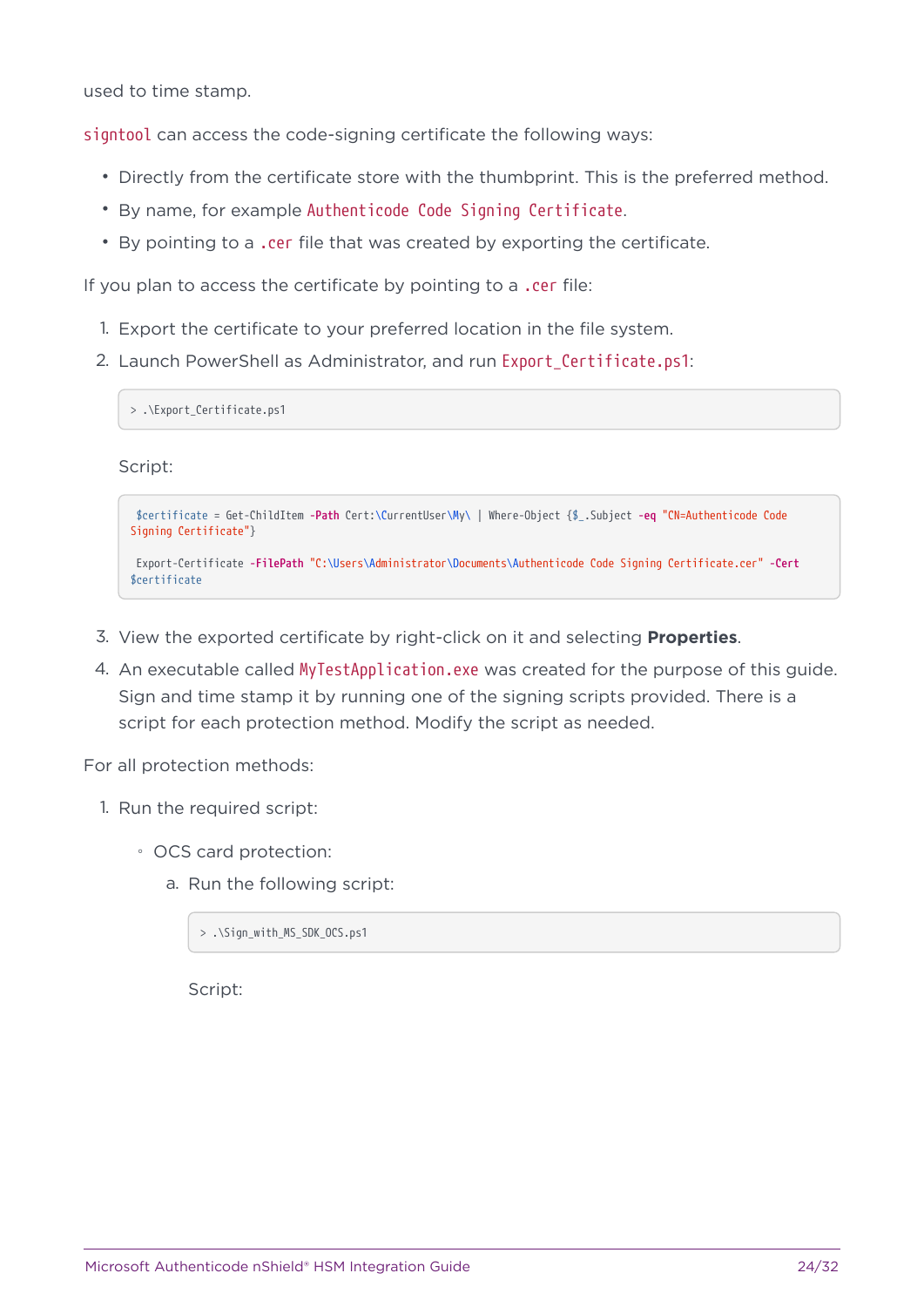used to time stamp.

`signtool` can access the code-signing certificate the following ways:

- Directly from the certificate store with the thumbprint. This is the preferred method.
- By name, for example `Authenticode Code Signing Certificate`.
- By pointing to a `.cer` file that was created by exporting the certificate.

If you plan to access the certificate by pointing to a `.cer` file:

1. Export the certificate to your preferred location in the file system.
2. Launch PowerShell as Administrator, and run `Export_Certificate.ps1`:

   ```
   > .\Export_Certificate.ps1
   ```

   Script:

   ```
   $certificate = Get-ChildItem -Path Cert:\CurrentUser\My\ | Where-Object {$_.Subject -eq "CN=Authenticode Code Signing Certificate"}

   Export-Certificate -FilePath "C:\Users\Administrator\Documents\Authenticode Code Signing Certificate.cer" -Cert $certificate
   ```

3. View the exported certificate by right-click on it and selecting **Properties**.
4. An executable called `MyTestApplication.exe` was created for the purpose of this guide. Sign and time stamp it by running one of the signing scripts provided. There is a script for each protection method. Modify the script as needed.

For all protection methods:

1. Run the required script:
   - OCS card protection:
     a. Run the following script:

        ```
        > .\Sign_with_MS_SDK_OCS.ps1
        ```

        Script: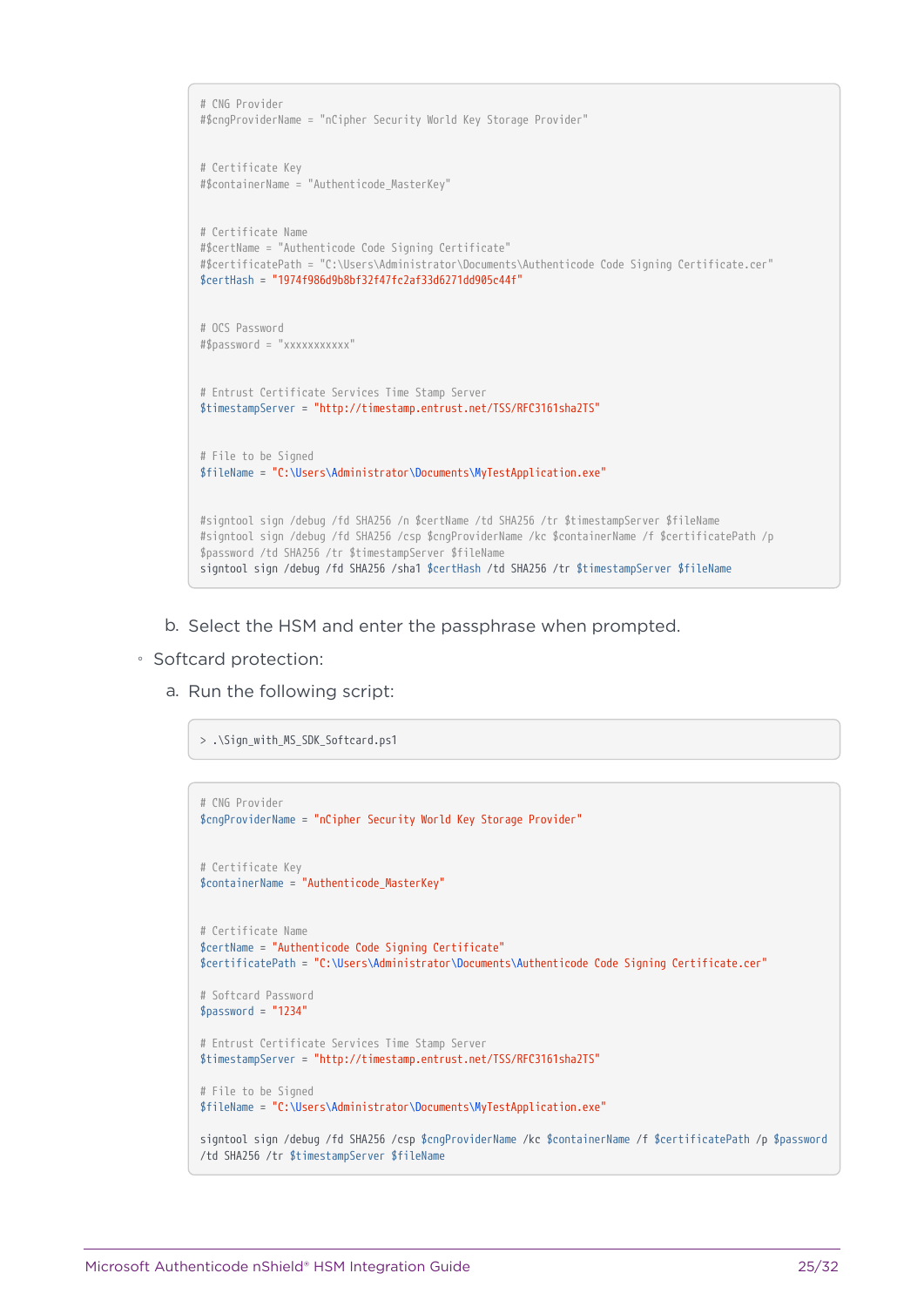```
# CNG Provider
#$cngProviderName = "nCipher Security World Key Storage Provider"


# Certificate Key
#$containerName = "Authenticode_MasterKey"


# Certificate Name
#$certName = "Authenticode Code Signing Certificate"
#$certificatePath = "C:\Users\Administrator\Documents\Authenticode Code Signing Certificate.cer"
$certHash = "1974f986d9b8bf32f47fc2af33d6271dd905c44f"


# OCS Password
#$password = "xxxxxxxxxxx"


# Entrust Certificate Services Time Stamp Server
$timestampServer = "http://timestamp.entrust.net/TSS/RFC3161sha2TS"


# File to be Signed
$fileName = "C:\Users\Administrator\Documents\MyTestApplication.exe"


#signtool sign /debug /fd SHA256 /n $certName /td SHA256 /tr $timestampServer $fileName
#signtool sign /debug /fd SHA256 /csp $cngProviderName /kc $containerName /f $certificatePath /p
$password /td SHA256 /tr $timestampServer $fileName
signtool sign /debug /fd SHA256 /sha1 $certHash /td SHA256 /tr $timestampServer $fileName
```

b. Select the HSM and enter the passphrase when prompted.

- Softcard protection:

  a. Run the following script:

```
> .\Sign_with_MS_SDK_Softcard.ps1
```

```
# CNG Provider
$cngProviderName = "nCipher Security World Key Storage Provider"


# Certificate Key
$containerName = "Authenticode_MasterKey"


# Certificate Name
$certName = "Authenticode Code Signing Certificate"
$certificatePath = "C:\Users\Administrator\Documents\Authenticode Code Signing Certificate.cer"

# Softcard Password
$password = "1234"

# Entrust Certificate Services Time Stamp Server
$timestampServer = "http://timestamp.entrust.net/TSS/RFC3161sha2TS"

# File to be Signed
$fileName = "C:\Users\Administrator\Documents\MyTestApplication.exe"

signtool sign /debug /fd SHA256 /csp $cngProviderName /kc $containerName /f $certificatePath /p $password
/td SHA256 /tr $timestampServer $fileName
```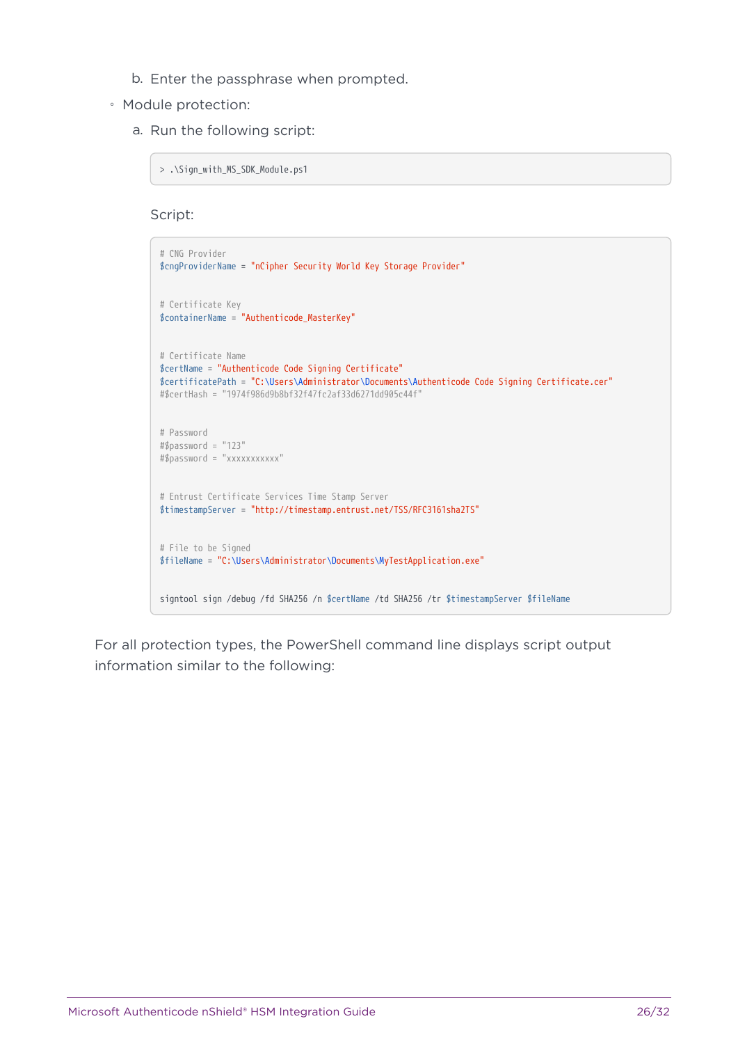b. Enter the passphrase when prompted.

- Module protection:

    a. Run the following script:

    ```
    > .\Sign_with_MS_SDK_Module.ps1
    ```

    Script:

    ```
    # CNG Provider
    $cngProviderName = "nCipher Security World Key Storage Provider"

    # Certificate Key
    $containerName = "Authenticode_MasterKey"

    # Certificate Name
    $certName = "Authenticode Code Signing Certificate"
    $certificatePath = "C:\Users\Administrator\Documents\Authenticode Code Signing Certificate.cer"
    #$certHash = "1974f986d9b8bf32f47fc2af33d6271dd905c44f"

    # Password
    #$password = "123"
    #$password = "xxxxxxxxxxx"

    # Entrust Certificate Services Time Stamp Server
    $timestampServer = "http://timestamp.entrust.net/TSS/RFC3161sha2TS"

    # File to be Signed
    $fileName = "C:\Users\Administrator\Documents\MyTestApplication.exe"

    signtool sign /debug /fd SHA256 /n $certName /td SHA256 /tr $timestampServer $fileName
    ```

For all protection types, the PowerShell command line displays script output information similar to the following: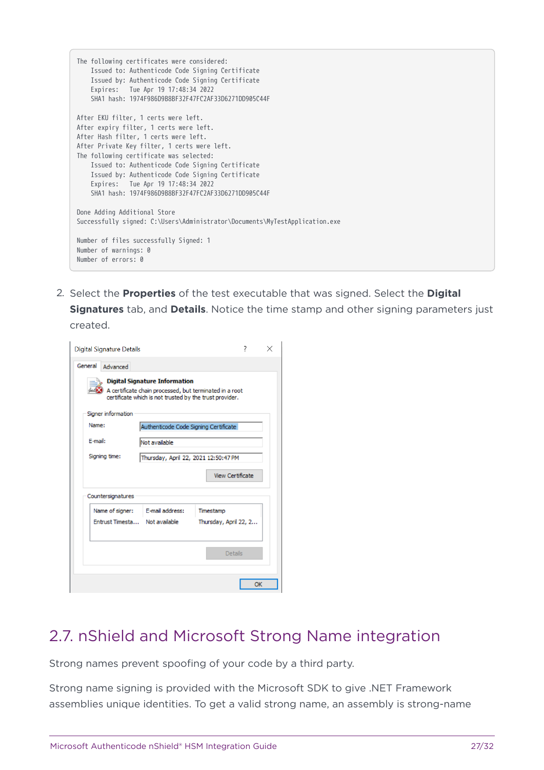```
The following certificates were considered:
    Issued to: Authenticode Code Signing Certificate
    Issued by: Authenticode Code Signing Certificate
    Expires:   Tue Apr 19 17:48:34 2022
    SHA1 hash: 1974F986D9B8BF32F47FC2AF33D6271DD905C44F

After EKU filter, 1 certs were left.
After expiry filter, 1 certs were left.
After Hash filter, 1 certs were left.
After Private Key filter, 1 certs were left.
The following certificate was selected:
    Issued to: Authenticode Code Signing Certificate
    Issued by: Authenticode Code Signing Certificate
    Expires:   Tue Apr 19 17:48:34 2022
    SHA1 hash: 1974F986D9B8BF32F47FC2AF33D6271DD905C44F

Done Adding Additional Store
Successfully signed: C:\Users\Administrator\Documents\MyTestApplication.exe

Number of files successfully Signed: 1
Number of warnings: 0
Number of errors: 0
```

2. Select the **Properties** of the test executable that was signed. Select the **Digital Signatures** tab, and **Details**. Notice the time stamp and other signing parameters just created.

## 2.7. nShield and Microsoft Strong Name integration

Strong names prevent spoofing of your code by a third party.

Strong name signing is provided with the Microsoft SDK to give .NET Framework assemblies unique identities. To get a valid strong name, an assembly is strong-name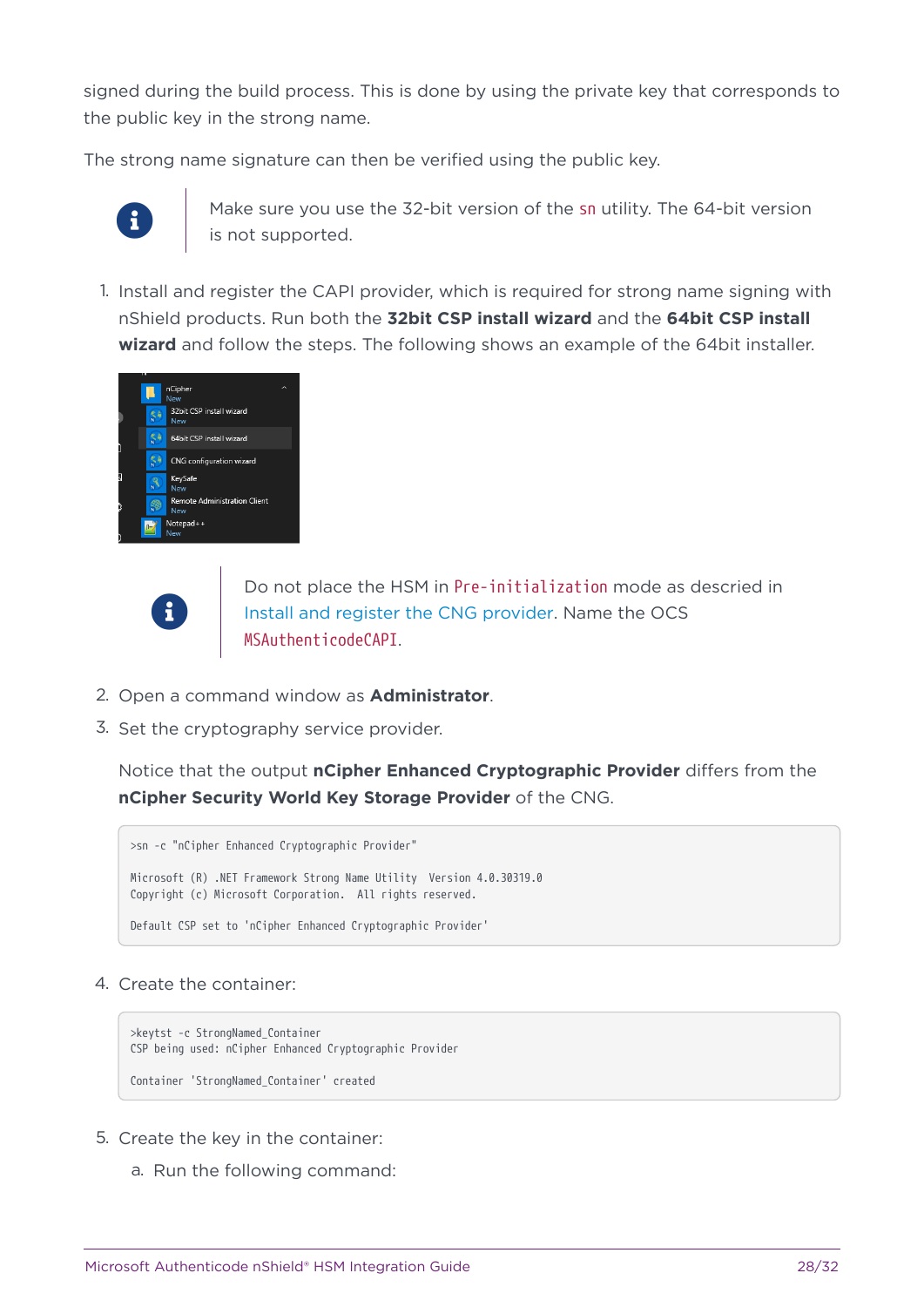signed during the build process. This is done by using the private key that corresponds to the public key in the strong name.

The strong name signature can then be verified using the public key.

> Make sure you use the 32-bit version of the `sn` utility. The 64-bit version is not supported.

1. Install and register the CAPI provider, which is required for strong name signing with nShield products. Run both the **32bit CSP install wizard** and the **64bit CSP install wizard** and follow the steps. The following shows an example of the 64bit installer.

   > Do not place the HSM in `Pre-initialization` mode as descried in Install and register the CNG provider. Name the OCS `MSAuthenticodeCAPI`.

2. Open a command window as **Administrator**.
3. Set the cryptography service provider.

   Notice that the output **nCipher Enhanced Cryptographic Provider** differs from the **nCipher Security World Key Storage Provider** of the CNG.

   ```
   >sn -c "nCipher Enhanced Cryptographic Provider"

   Microsoft (R) .NET Framework Strong Name Utility  Version 4.0.30319.0
   Copyright (c) Microsoft Corporation.  All rights reserved.

   Default CSP set to 'nCipher Enhanced Cryptographic Provider'
   ```

4. Create the container:

   ```
   >keytst -c StrongNamed_Container
   CSP being used: nCipher Enhanced Cryptographic Provider

   Container 'StrongNamed_Container' created
   ```

5. Create the key in the container:
   a. Run the following command: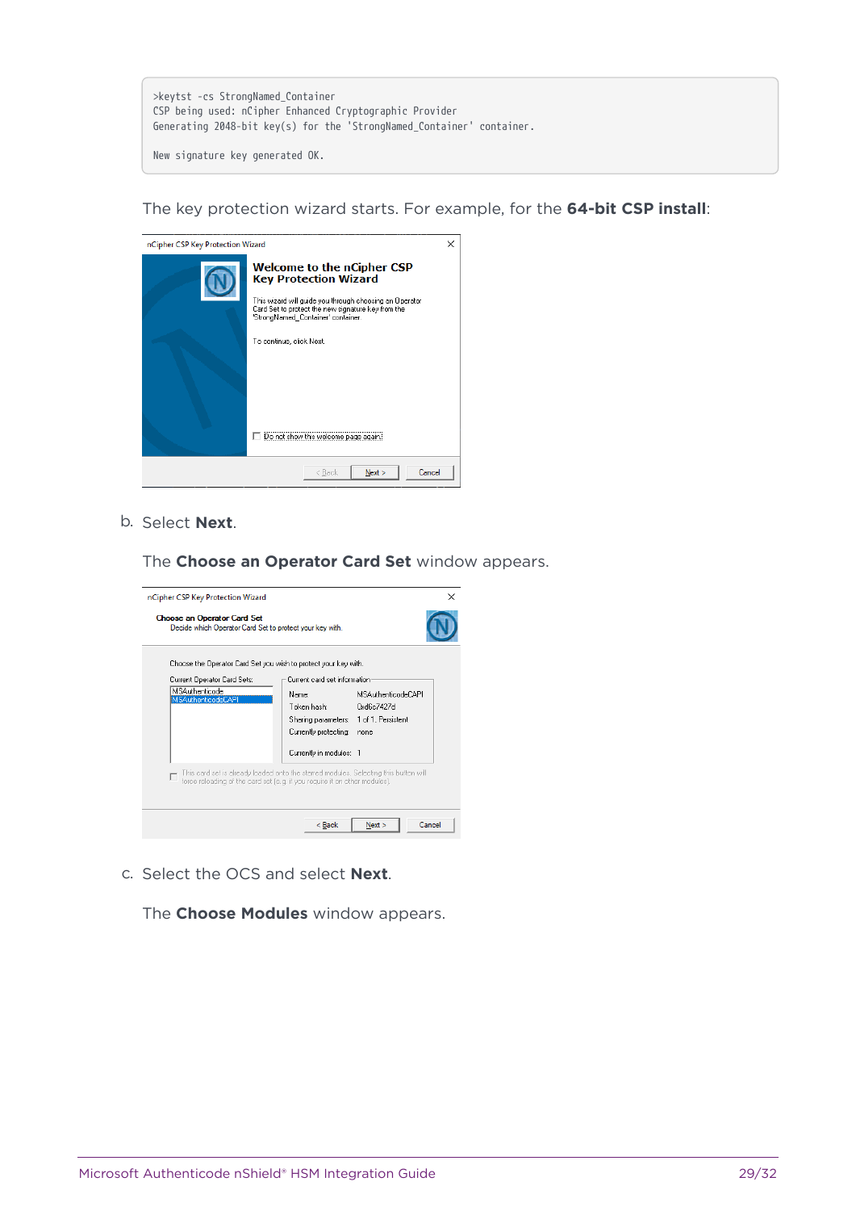```
>keytst -cs StrongNamed_Container
CSP being used: nCipher Enhanced Cryptographic Provider
Generating 2048-bit key(s) for the 'StrongNamed_Container' container.

New signature key generated OK.
```

The key protection wizard starts. For example, for the **64-bit CSP install**:

b. Select **Next**.

The **Choose an Operator Card Set** window appears.

c. Select the OCS and select **Next**.

The **Choose Modules** window appears.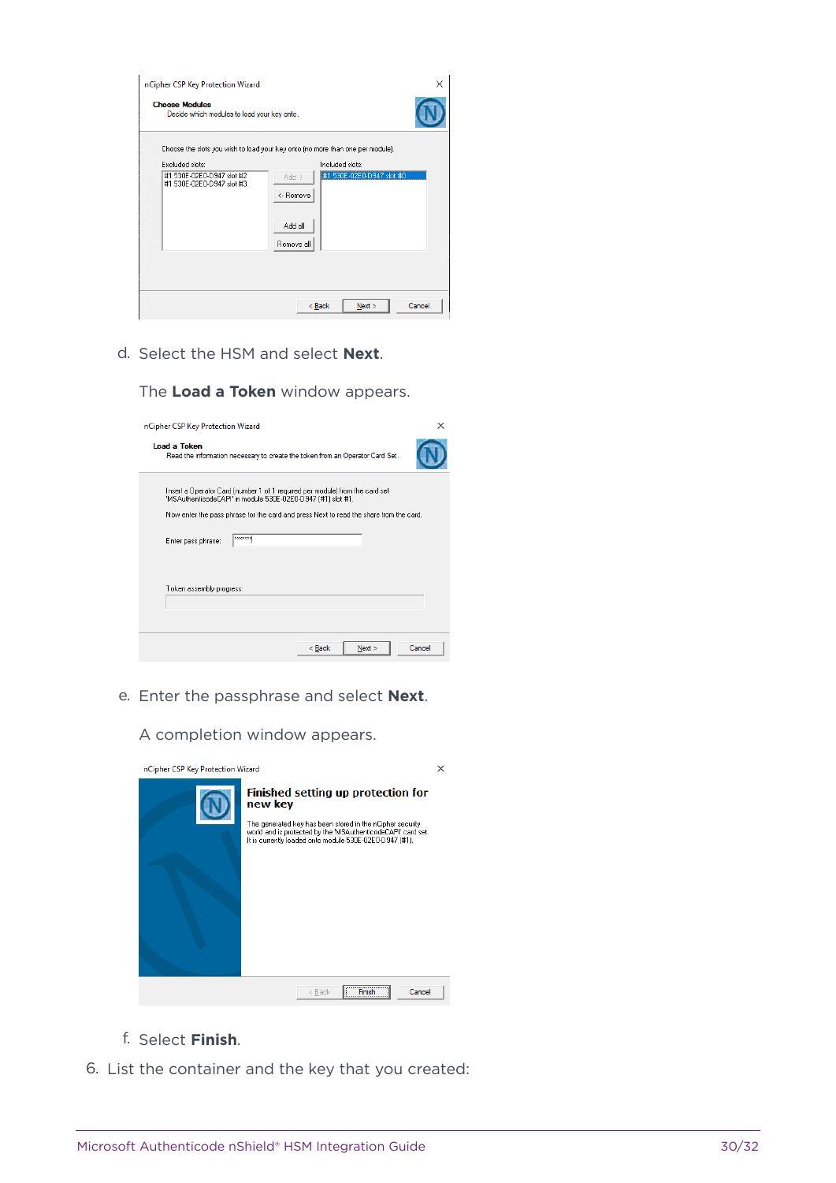d. Select the HSM and select **Next**.

   The **Load a Token** window appears.

e. Enter the passphrase and select **Next**.

   A completion window appears.

f. Select **Finish**.

6. List the container and the key that you created: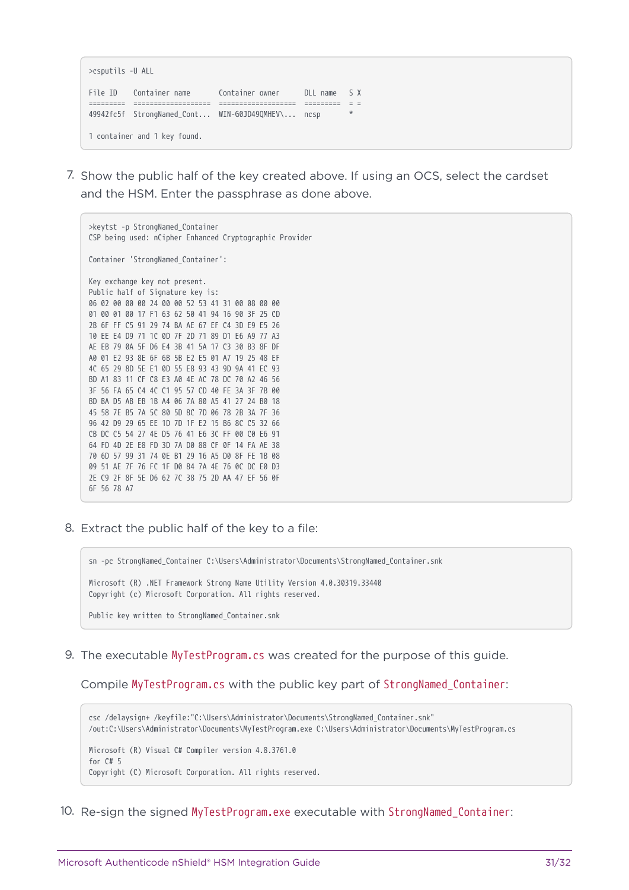```
>csputils -U ALL

File ID    Container name       Container owner      DLL name   S X
=========  ===================  ===================  =========  = =
49942fc5f  StrongNamed_Cont...  WIN-G0JD49QMHEV\...  ncsp         *

1 container and 1 key found.
```

7. Show the public half of the key created above. If using an OCS, select the cardset and the HSM. Enter the passphrase as done above.

```
>keytst -p StrongNamed_Container
CSP being used: nCipher Enhanced Cryptographic Provider

Container 'StrongNamed_Container':

Key exchange key not present.
Public half of Signature key is:
06 02 00 00 00 24 00 00 52 53 41 31 00 08 00 00
01 00 01 00 17 F1 63 62 50 41 94 16 90 3F 25 CD
2B 6F FF C5 91 29 74 BA AE 67 EF C4 3D E9 E5 26
10 EE E4 D9 71 1C 0D 7F 2D 71 89 D1 E6 A9 77 A3
AE EB 79 0A 5F D6 E4 3B 41 5A 17 C3 30 B3 8F DF
A0 01 E2 93 8E 6F 6B 5B E2 E5 01 A7 19 25 48 EF
4C 65 29 8D 5E E1 0D 55 E8 93 43 9D 9A 41 EC 93
BD A1 83 11 CF C8 E3 A0 4E AC 78 DC 70 A2 46 56
3F 56 FA 65 C4 4C C1 95 57 CD 40 FE 3A 3F 7B 00
BD BA D5 AB EB 1B A4 06 7A 80 A5 41 27 24 B0 18
45 58 7E B5 7A 5C 80 5D 8C 7D 06 78 2B 3A 7F 36
96 42 D9 29 65 EE 1D 7D 1F E2 15 B6 8C C5 32 66
CB DC C5 54 27 4E D5 76 41 E6 3C FF 00 C0 E6 91
64 FD 4D 2E E8 FD 3D 7A D0 88 CF 0F 14 FA AE 38
70 6D 57 99 31 74 0E B1 29 16 A5 D0 8F FE 1B 08
09 51 AE 7F 76 FC 1F D0 84 7A 4E 76 0C DC E0 D3
2E C9 2F 8F 5E D6 62 7C 38 75 2D AA 47 EF 56 0F
6F 56 78 A7
```

8. Extract the public half of the key to a file:

```
sn -pc StrongNamed_Container C:\Users\Administrator\Documents\StrongNamed_Container.snk

Microsoft (R) .NET Framework Strong Name Utility Version 4.0.30319.33440
Copyright (c) Microsoft Corporation. All rights reserved.

Public key written to StrongNamed_Container.snk
```

9. The executable `MyTestProgram.cs` was created for the purpose of this guide.

   Compile `MyTestProgram.cs` with the public key part of `StrongNamed_Container`:

```
csc /delaysign+ /keyfile:"C:\Users\Administrator\Documents\StrongNamed_Container.snk"
/out:C:\Users\Administrator\Documents\MyTestProgram.exe C:\Users\Administrator\Documents\MyTestProgram.cs

Microsoft (R) Visual C# Compiler version 4.8.3761.0
for C# 5
Copyright (C) Microsoft Corporation. All rights reserved.
```

10. Re-sign the signed `MyTestProgram.exe` executable with `StrongNamed_Container`: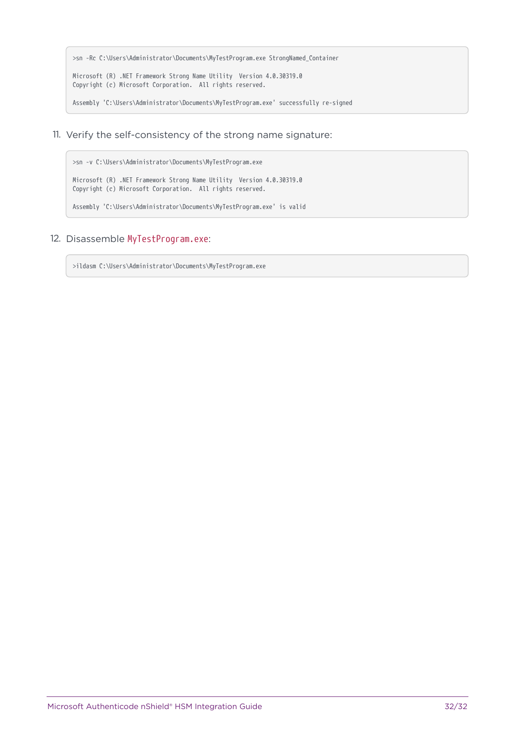```
>sn -Rc C:\Users\Administrator\Documents\MyTestProgram.exe StrongNamed_Container

Microsoft (R) .NET Framework Strong Name Utility  Version 4.0.30319.0
Copyright (c) Microsoft Corporation.  All rights reserved.

Assembly 'C:\Users\Administrator\Documents\MyTestProgram.exe' successfully re-signed
```

11. Verify the self-consistency of the strong name signature:

```
>sn -v C:\Users\Administrator\Documents\MyTestProgram.exe

Microsoft (R) .NET Framework Strong Name Utility  Version 4.0.30319.0
Copyright (c) Microsoft Corporation.  All rights reserved.

Assembly 'C:\Users\Administrator\Documents\MyTestProgram.exe' is valid
```

12. Disassemble `MyTestProgram.exe`:

```
>ildasm C:\Users\Administrator\Documents\MyTestProgram.exe
```